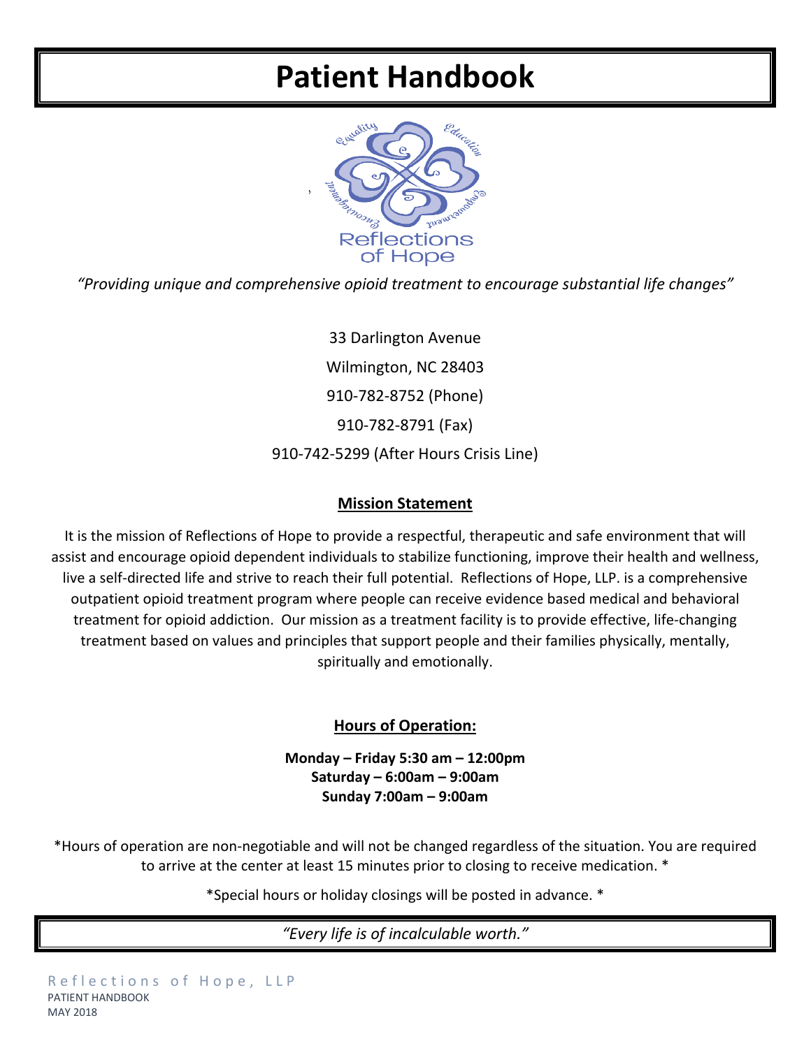# Patient Handbook

*"Providing unique and comprehensive opioid treatment to encourage substantial life changes"*

33 Darlington Avenue

Wilmington, NC 28403

910-782-8752 (Phone)

910-782-8791 (Fax)

910-742-5299 (After Hours Crisis Line)

## Mission Statement

It is the mission of Reflections of Hope to provide a respectful, therapeutic and safe environment that will assist and encourage opioid dependent individuals to stabilize functioning, improve their health and wellness, live a self-directed life and strive to reach their full potential. Reflections of Hope, LLP. is a comprehensive outpatient opioid treatment program where people can receive evidence based medical and behavioral treatment for opioid addiction. Our mission as a treatment facility is to provide effective, life-changing treatment based on values and principles that support people and their families physically, mentally, spiritually and emotionally.

## Hours of Operation:

**Monday – Friday 5:30 am – 12:00pm**
**Saturday – 6:00am – 9:00am**
**Sunday 7:00am – 9:00am**

*Hours of operation are non-negotiable and will not be changed regardless of the situation. You are required to arrive at the center at least 15 minutes prior to closing to receive medication. *

*Special hours or holiday closings will be posted in advance. *

*"Every life is of incalculable worth."*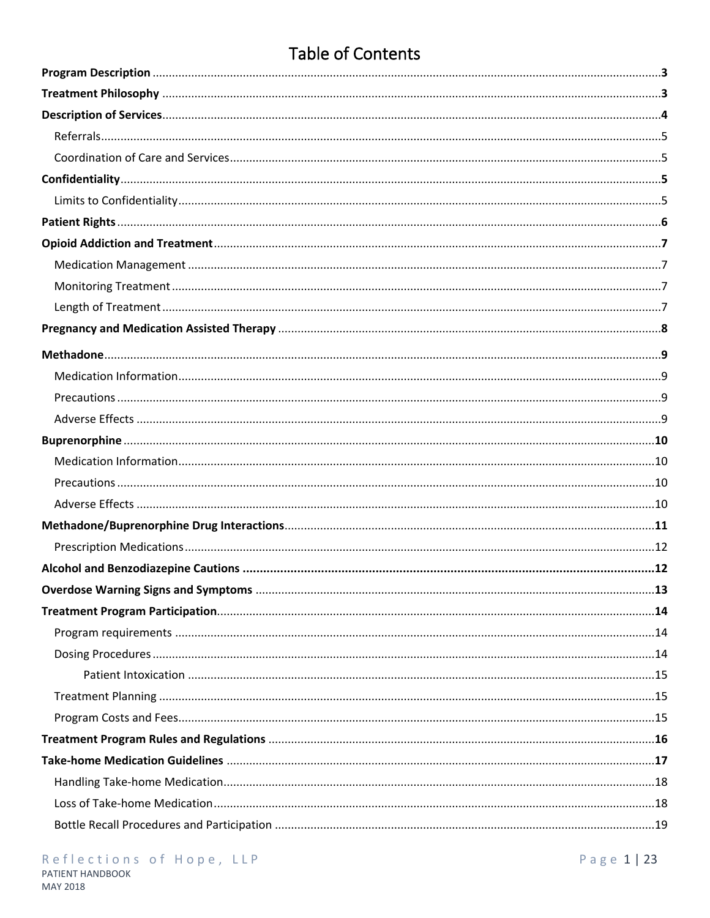# Table of Contents

**Program Description** ....... **3**

**Treatment Philosophy** ....... **3**

**Description of Services** ....... **4**

- Referrals ....... 5
- Coordination of Care and Services ....... 5

**Confidentiality** ....... **5**

- Limits to Confidentiality ....... 5

**Patient Rights** ....... **6**

**Opioid Addiction and Treatment** ....... **7**

- Medication Management ....... 7
- Monitoring Treatment ....... 7
- Length of Treatment ....... 7

**Pregnancy and Medication Assisted Therapy** ....... **8**

**Methadone** ....... **9**

- Medication Information ....... 9
- Precautions ....... 9
- Adverse Effects ....... 9

**Buprenorphine** ....... **10**

- Medication Information ....... 10
- Precautions ....... 10
- Adverse Effects ....... 10

**Methadone/Buprenorphine Drug Interactions** ....... **11**

- Prescription Medications ....... 12

**Alcohol and Benzodiazepine Cautions** ....... **12**

**Overdose Warning Signs and Symptoms** ....... **13**

**Treatment Program Participation** ....... **14**

- Program requirements ....... 14
- Dosing Procedures ....... 14
  - Patient Intoxication ....... 15
- Treatment Planning ....... 15
- Program Costs and Fees ....... 15

**Treatment Program Rules and Regulations** ....... **16**

**Take-home Medication Guidelines** ....... **17**

- Handling Take-home Medication ....... 18
- Loss of Take-home Medication ....... 18
- Bottle Recall Procedures and Participation ....... 19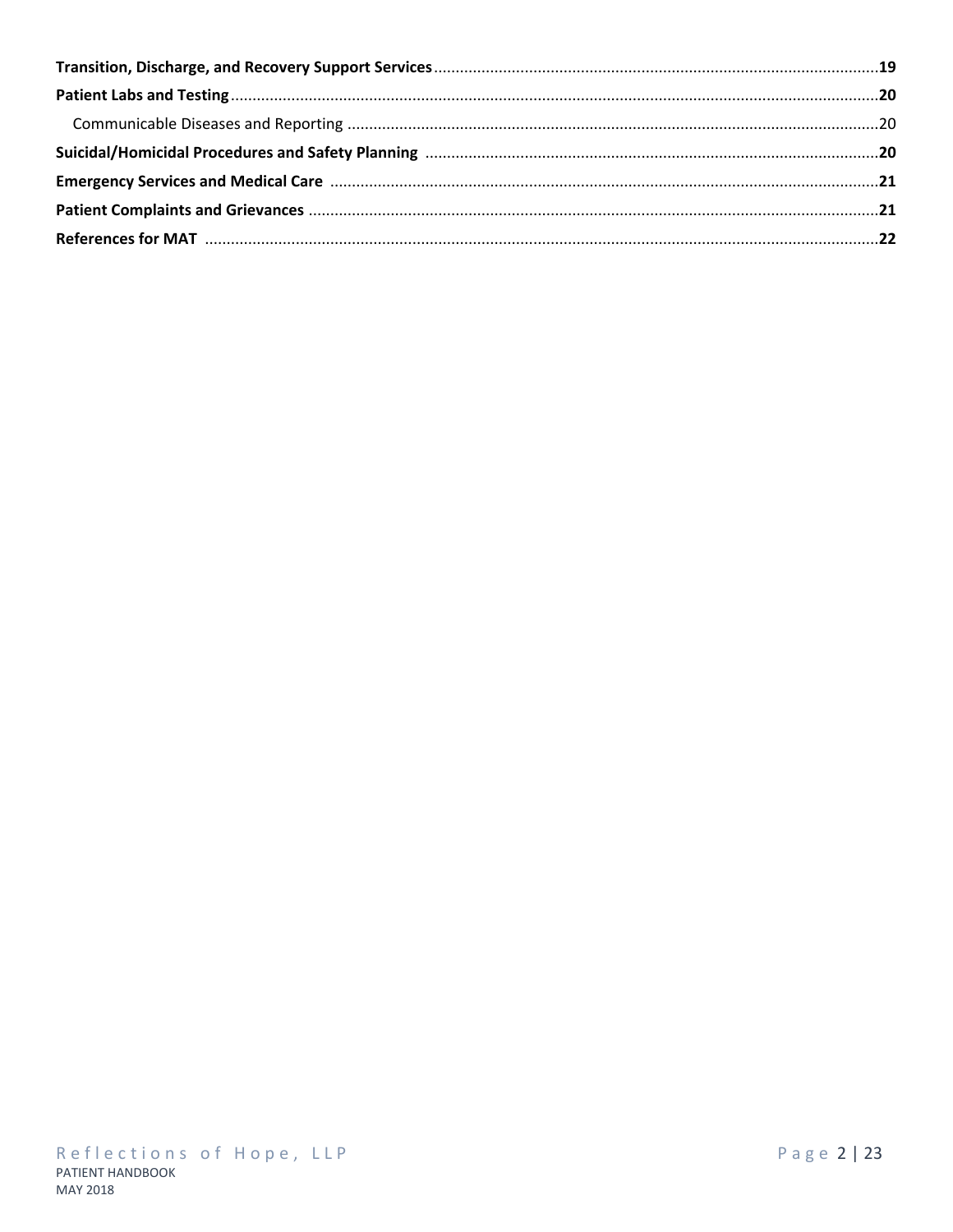**Transition, Discharge, and Recovery Support Services**......19

**Patient Labs and Testing**......20

Communicable Diseases and Reporting......20

**Suicidal/Homicidal Procedures and Safety Planning**......20

**Emergency Services and Medical Care**......21

**Patient Complaints and Grievances**......21

**References for MAT**......22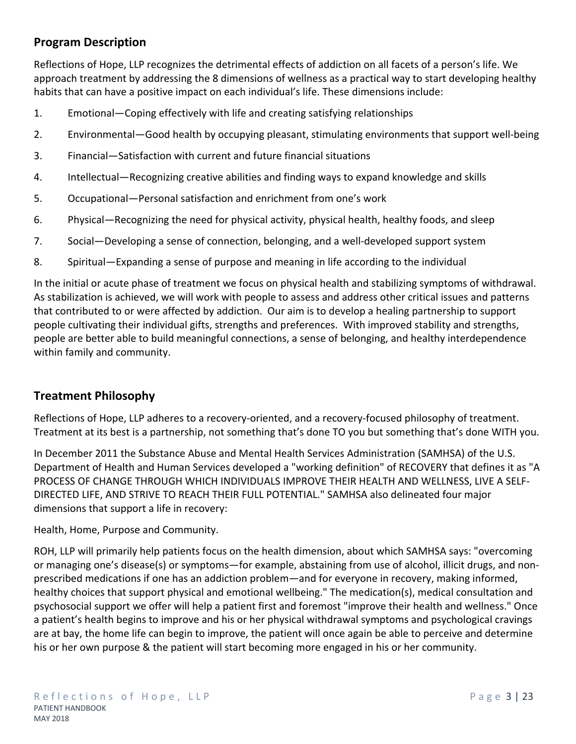## Program Description

Reflections of Hope, LLP recognizes the detrimental effects of addiction on all facets of a person's life. We approach treatment by addressing the 8 dimensions of wellness as a practical way to start developing healthy habits that can have a positive impact on each individual's life. These dimensions include:

1. Emotional—Coping effectively with life and creating satisfying relationships
2. Environmental—Good health by occupying pleasant, stimulating environments that support well-being
3. Financial—Satisfaction with current and future financial situations
4. Intellectual—Recognizing creative abilities and finding ways to expand knowledge and skills
5. Occupational—Personal satisfaction and enrichment from one's work
6. Physical—Recognizing the need for physical activity, physical health, healthy foods, and sleep
7. Social—Developing a sense of connection, belonging, and a well-developed support system
8. Spiritual—Expanding a sense of purpose and meaning in life according to the individual

In the initial or acute phase of treatment we focus on physical health and stabilizing symptoms of withdrawal. As stabilization is achieved, we will work with people to assess and address other critical issues and patterns that contributed to or were affected by addiction. Our aim is to develop a healing partnership to support people cultivating their individual gifts, strengths and preferences. With improved stability and strengths, people are better able to build meaningful connections, a sense of belonging, and healthy interdependence within family and community.

## Treatment Philosophy

Reflections of Hope, LLP adheres to a recovery-oriented, and a recovery-focused philosophy of treatment. Treatment at its best is a partnership, not something that's done TO you but something that's done WITH you.

In December 2011 the Substance Abuse and Mental Health Services Administration (SAMHSA) of the U.S. Department of Health and Human Services developed a "working definition" of RECOVERY that defines it as "A PROCESS OF CHANGE THROUGH WHICH INDIVIDUALS IMPROVE THEIR HEALTH AND WELLNESS, LIVE A SELF-DIRECTED LIFE, AND STRIVE TO REACH THEIR FULL POTENTIAL." SAMHSA also delineated four major dimensions that support a life in recovery:

Health, Home, Purpose and Community.

ROH, LLP will primarily help patients focus on the health dimension, about which SAMHSA says: "overcoming or managing one's disease(s) or symptoms—for example, abstaining from use of alcohol, illicit drugs, and non-prescribed medications if one has an addiction problem—and for everyone in recovery, making informed, healthy choices that support physical and emotional wellbeing." The medication(s), medical consultation and psychosocial support we offer will help a patient first and foremost "improve their health and wellness." Once a patient's health begins to improve and his or her physical withdrawal symptoms and psychological cravings are at bay, the home life can begin to improve, the patient will once again be able to perceive and determine his or her own purpose & the patient will start becoming more engaged in his or her community.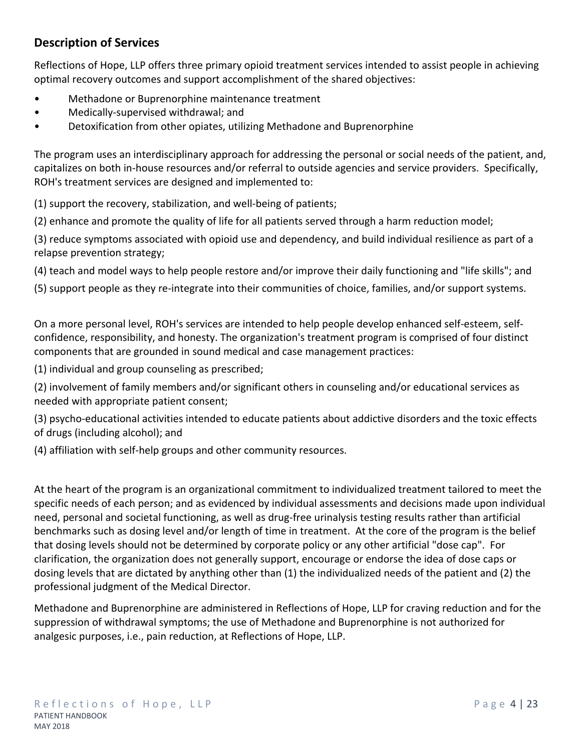## Description of Services

Reflections of Hope, LLP offers three primary opioid treatment services intended to assist people in achieving optimal recovery outcomes and support accomplishment of the shared objectives:

- Methadone or Buprenorphine maintenance treatment
- Medically-supervised withdrawal; and
- Detoxification from other opiates, utilizing Methadone and Buprenorphine

The program uses an interdisciplinary approach for addressing the personal or social needs of the patient, and, capitalizes on both in-house resources and/or referral to outside agencies and service providers. Specifically, ROH's treatment services are designed and implemented to:

(1) support the recovery, stabilization, and well-being of patients;

(2) enhance and promote the quality of life for all patients served through a harm reduction model;

(3) reduce symptoms associated with opioid use and dependency, and build individual resilience as part of a relapse prevention strategy;

(4) teach and model ways to help people restore and/or improve their daily functioning and "life skills"; and

(5) support people as they re-integrate into their communities of choice, families, and/or support systems.

On a more personal level, ROH's services are intended to help people develop enhanced self-esteem, self-confidence, responsibility, and honesty. The organization's treatment program is comprised of four distinct components that are grounded in sound medical and case management practices:

(1) individual and group counseling as prescribed;

(2) involvement of family members and/or significant others in counseling and/or educational services as needed with appropriate patient consent;

(3) psycho-educational activities intended to educate patients about addictive disorders and the toxic effects of drugs (including alcohol); and

(4) affiliation with self-help groups and other community resources.

At the heart of the program is an organizational commitment to individualized treatment tailored to meet the specific needs of each person; and as evidenced by individual assessments and decisions made upon individual need, personal and societal functioning, as well as drug-free urinalysis testing results rather than artificial benchmarks such as dosing level and/or length of time in treatment. At the core of the program is the belief that dosing levels should not be determined by corporate policy or any other artificial "dose cap". For clarification, the organization does not generally support, encourage or endorse the idea of dose caps or dosing levels that are dictated by anything other than (1) the individualized needs of the patient and (2) the professional judgment of the Medical Director.

Methadone and Buprenorphine are administered in Reflections of Hope, LLP for craving reduction and for the suppression of withdrawal symptoms; the use of Methadone and Buprenorphine is not authorized for analgesic purposes, i.e., pain reduction, at Reflections of Hope, LLP.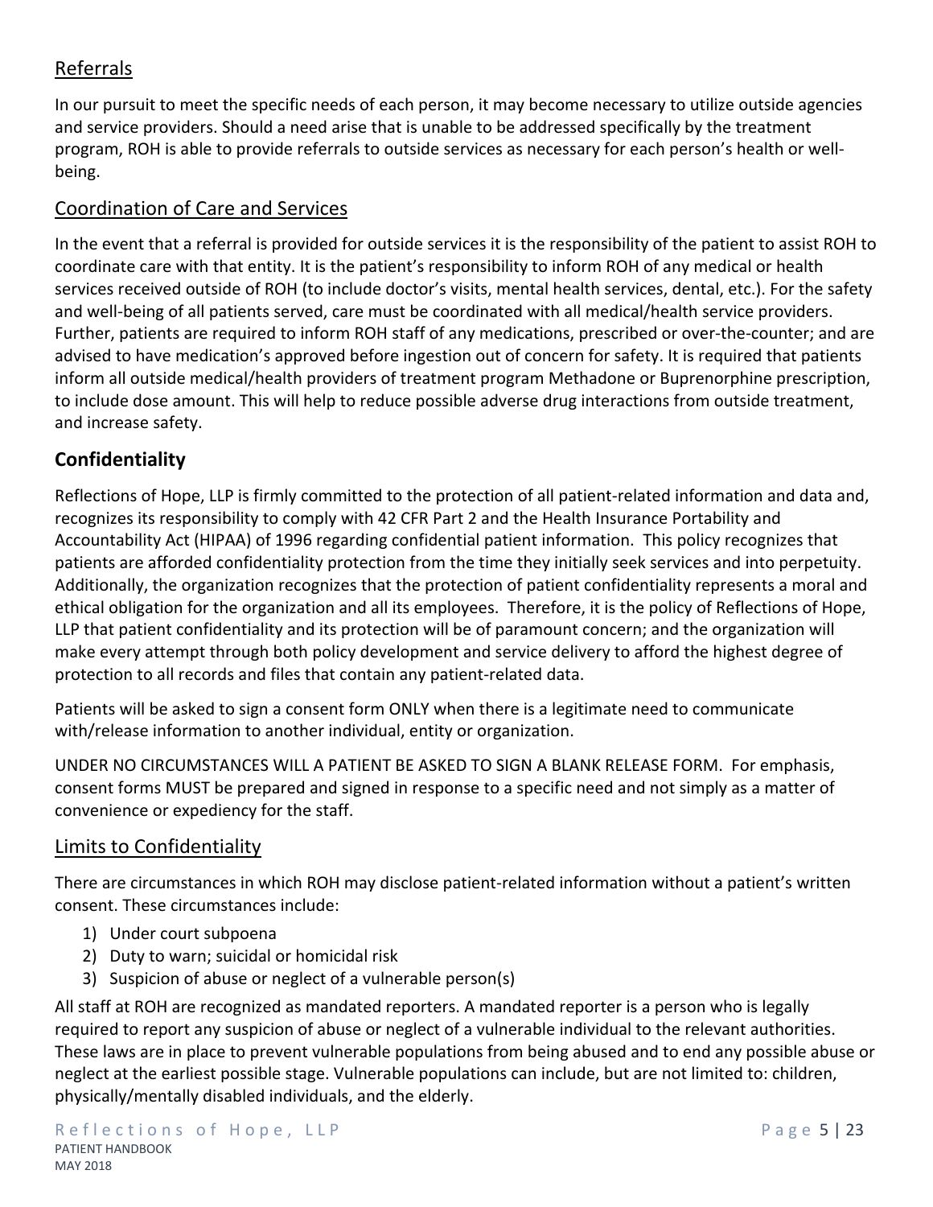## Referrals

In our pursuit to meet the specific needs of each person, it may become necessary to utilize outside agencies and service providers. Should a need arise that is unable to be addressed specifically by the treatment program, ROH is able to provide referrals to outside services as necessary for each person's health or well-being.

## Coordination of Care and Services

In the event that a referral is provided for outside services it is the responsibility of the patient to assist ROH to coordinate care with that entity. It is the patient's responsibility to inform ROH of any medical or health services received outside of ROH (to include doctor's visits, mental health services, dental, etc.). For the safety and well-being of all patients served, care must be coordinated with all medical/health service providers. Further, patients are required to inform ROH staff of any medications, prescribed or over-the-counter; and are advised to have medication's approved before ingestion out of concern for safety. It is required that patients inform all outside medical/health providers of treatment program Methadone or Buprenorphine prescription, to include dose amount. This will help to reduce possible adverse drug interactions from outside treatment, and increase safety.

## **Confidentiality**

Reflections of Hope, LLP is firmly committed to the protection of all patient-related information and data and, recognizes its responsibility to comply with 42 CFR Part 2 and the Health Insurance Portability and Accountability Act (HIPAA) of 1996 regarding confidential patient information. This policy recognizes that patients are afforded confidentiality protection from the time they initially seek services and into perpetuity. Additionally, the organization recognizes that the protection of patient confidentiality represents a moral and ethical obligation for the organization and all its employees. Therefore, it is the policy of Reflections of Hope, LLP that patient confidentiality and its protection will be of paramount concern; and the organization will make every attempt through both policy development and service delivery to afford the highest degree of protection to all records and files that contain any patient-related data.

Patients will be asked to sign a consent form ONLY when there is a legitimate need to communicate with/release information to another individual, entity or organization.

UNDER NO CIRCUMSTANCES WILL A PATIENT BE ASKED TO SIGN A BLANK RELEASE FORM. For emphasis, consent forms MUST be prepared and signed in response to a specific need and not simply as a matter of convenience or expediency for the staff.

## Limits to Confidentiality

There are circumstances in which ROH may disclose patient-related information without a patient's written consent. These circumstances include:

1) Under court subpoena
2) Duty to warn; suicidal or homicidal risk
3) Suspicion of abuse or neglect of a vulnerable person(s)

All staff at ROH are recognized as mandated reporters. A mandated reporter is a person who is legally required to report any suspicion of abuse or neglect of a vulnerable individual to the relevant authorities. These laws are in place to prevent vulnerable populations from being abused and to end any possible abuse or neglect at the earliest possible stage. Vulnerable populations can include, but are not limited to: children, physically/mentally disabled individuals, and the elderly.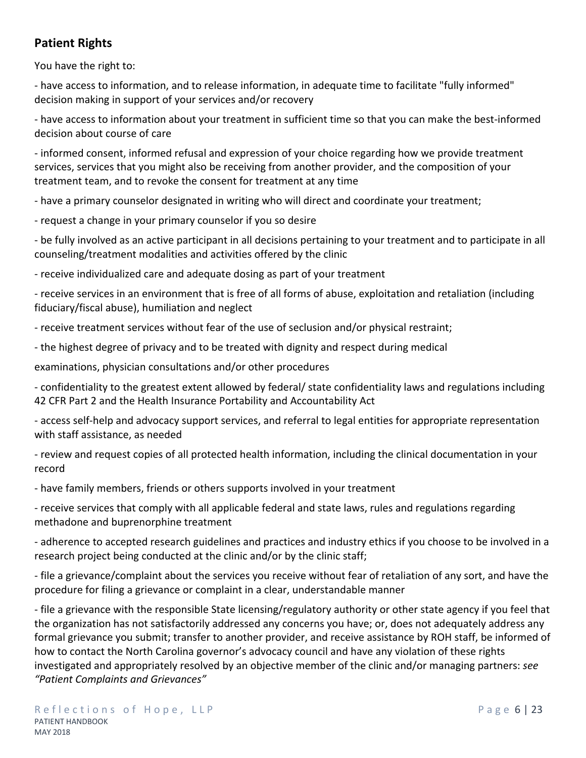## Patient Rights

You have the right to:

- have access to information, and to release information, in adequate time to facilitate "fully informed" decision making in support of your services and/or recovery

- have access to information about your treatment in sufficient time so that you can make the best-informed decision about course of care

- informed consent, informed refusal and expression of your choice regarding how we provide treatment services, services that you might also be receiving from another provider, and the composition of your treatment team, and to revoke the consent for treatment at any time

- have a primary counselor designated in writing who will direct and coordinate your treatment;

- request a change in your primary counselor if you so desire

- be fully involved as an active participant in all decisions pertaining to your treatment and to participate in all counseling/treatment modalities and activities offered by the clinic

- receive individualized care and adequate dosing as part of your treatment

- receive services in an environment that is free of all forms of abuse, exploitation and retaliation (including fiduciary/fiscal abuse), humiliation and neglect

- receive treatment services without fear of the use of seclusion and/or physical restraint;

- the highest degree of privacy and to be treated with dignity and respect during medical

examinations, physician consultations and/or other procedures

- confidentiality to the greatest extent allowed by federal/ state confidentiality laws and regulations including 42 CFR Part 2 and the Health Insurance Portability and Accountability Act

- access self-help and advocacy support services, and referral to legal entities for appropriate representation with staff assistance, as needed

- review and request copies of all protected health information, including the clinical documentation in your record

- have family members, friends or others supports involved in your treatment

- receive services that comply with all applicable federal and state laws, rules and regulations regarding methadone and buprenorphine treatment

- adherence to accepted research guidelines and practices and industry ethics if you choose to be involved in a research project being conducted at the clinic and/or by the clinic staff;

- file a grievance/complaint about the services you receive without fear of retaliation of any sort, and have the procedure for filing a grievance or complaint in a clear, understandable manner

- file a grievance with the responsible State licensing/regulatory authority or other state agency if you feel that the organization has not satisfactorily addressed any concerns you have; or, does not adequately address any formal grievance you submit; transfer to another provider, and receive assistance by ROH staff, be informed of how to contact the North Carolina governor's advocacy council and have any violation of these rights investigated and appropriately resolved by an objective member of the clinic and/or managing partners: *see "Patient Complaints and Grievances"*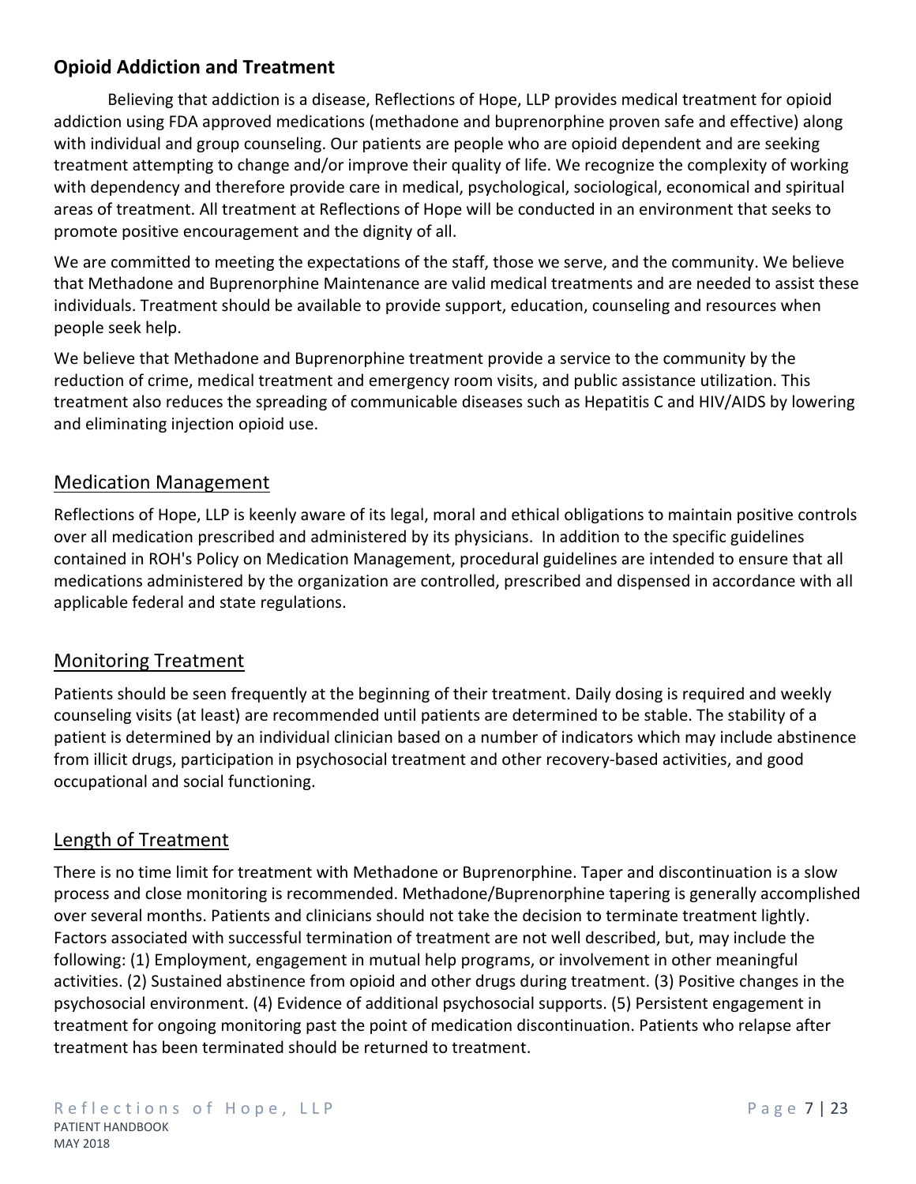## Opioid Addiction and Treatment

Believing that addiction is a disease, Reflections of Hope, LLP provides medical treatment for opioid addiction using FDA approved medications (methadone and buprenorphine proven safe and effective) along with individual and group counseling. Our patients are people who are opioid dependent and are seeking treatment attempting to change and/or improve their quality of life. We recognize the complexity of working with dependency and therefore provide care in medical, psychological, sociological, economical and spiritual areas of treatment. All treatment at Reflections of Hope will be conducted in an environment that seeks to promote positive encouragement and the dignity of all.

We are committed to meeting the expectations of the staff, those we serve, and the community. We believe that Methadone and Buprenorphine Maintenance are valid medical treatments and are needed to assist these individuals. Treatment should be available to provide support, education, counseling and resources when people seek help.

We believe that Methadone and Buprenorphine treatment provide a service to the community by the reduction of crime, medical treatment and emergency room visits, and public assistance utilization. This treatment also reduces the spreading of communicable diseases such as Hepatitis C and HIV/AIDS by lowering and eliminating injection opioid use.

### Medication Management

Reflections of Hope, LLP is keenly aware of its legal, moral and ethical obligations to maintain positive controls over all medication prescribed and administered by its physicians. In addition to the specific guidelines contained in ROH's Policy on Medication Management, procedural guidelines are intended to ensure that all medications administered by the organization are controlled, prescribed and dispensed in accordance with all applicable federal and state regulations.

### Monitoring Treatment

Patients should be seen frequently at the beginning of their treatment. Daily dosing is required and weekly counseling visits (at least) are recommended until patients are determined to be stable. The stability of a patient is determined by an individual clinician based on a number of indicators which may include abstinence from illicit drugs, participation in psychosocial treatment and other recovery-based activities, and good occupational and social functioning.

### Length of Treatment

There is no time limit for treatment with Methadone or Buprenorphine. Taper and discontinuation is a slow process and close monitoring is recommended. Methadone/Buprenorphine tapering is generally accomplished over several months. Patients and clinicians should not take the decision to terminate treatment lightly. Factors associated with successful termination of treatment are not well described, but, may include the following: (1) Employment, engagement in mutual help programs, or involvement in other meaningful activities. (2) Sustained abstinence from opioid and other drugs during treatment. (3) Positive changes in the psychosocial environment. (4) Evidence of additional psychosocial supports. (5) Persistent engagement in treatment for ongoing monitoring past the point of medication discontinuation. Patients who relapse after treatment has been terminated should be returned to treatment.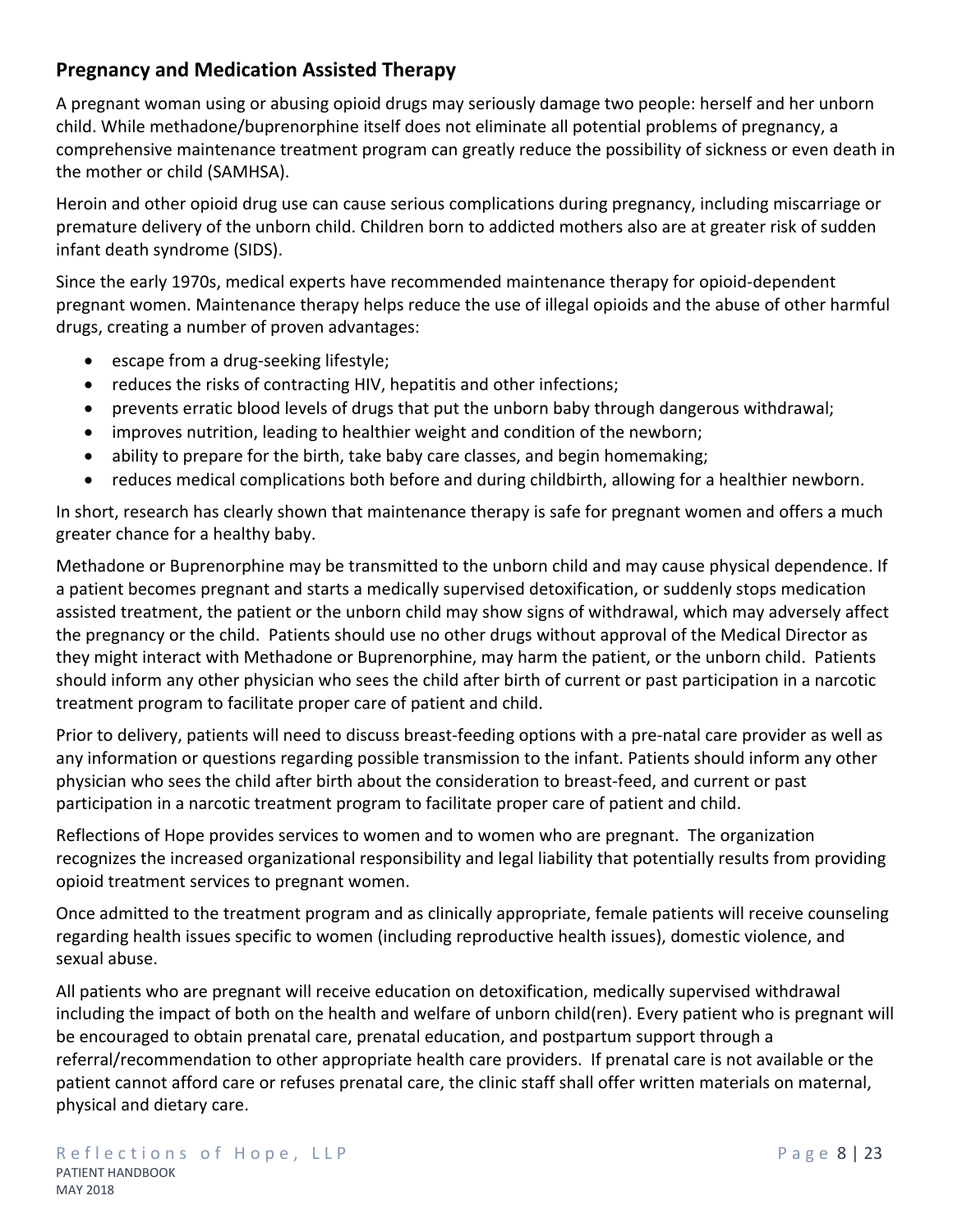## Pregnancy and Medication Assisted Therapy

A pregnant woman using or abusing opioid drugs may seriously damage two people: herself and her unborn child. While methadone/buprenorphine itself does not eliminate all potential problems of pregnancy, a comprehensive maintenance treatment program can greatly reduce the possibility of sickness or even death in the mother or child (SAMHSA).

Heroin and other opioid drug use can cause serious complications during pregnancy, including miscarriage or premature delivery of the unborn child. Children born to addicted mothers also are at greater risk of sudden infant death syndrome (SIDS).

Since the early 1970s, medical experts have recommended maintenance therapy for opioid-dependent pregnant women. Maintenance therapy helps reduce the use of illegal opioids and the abuse of other harmful drugs, creating a number of proven advantages:

- escape from a drug-seeking lifestyle;
- reduces the risks of contracting HIV, hepatitis and other infections;
- prevents erratic blood levels of drugs that put the unborn baby through dangerous withdrawal;
- improves nutrition, leading to healthier weight and condition of the newborn;
- ability to prepare for the birth, take baby care classes, and begin homemaking;
- reduces medical complications both before and during childbirth, allowing for a healthier newborn.

In short, research has clearly shown that maintenance therapy is safe for pregnant women and offers a much greater chance for a healthy baby.

Methadone or Buprenorphine may be transmitted to the unborn child and may cause physical dependence. If a patient becomes pregnant and starts a medically supervised detoxification, or suddenly stops medication assisted treatment, the patient or the unborn child may show signs of withdrawal, which may adversely affect the pregnancy or the child. Patients should use no other drugs without approval of the Medical Director as they might interact with Methadone or Buprenorphine, may harm the patient, or the unborn child. Patients should inform any other physician who sees the child after birth of current or past participation in a narcotic treatment program to facilitate proper care of patient and child.

Prior to delivery, patients will need to discuss breast-feeding options with a pre-natal care provider as well as any information or questions regarding possible transmission to the infant. Patients should inform any other physician who sees the child after birth about the consideration to breast-feed, and current or past participation in a narcotic treatment program to facilitate proper care of patient and child.

Reflections of Hope provides services to women and to women who are pregnant. The organization recognizes the increased organizational responsibility and legal liability that potentially results from providing opioid treatment services to pregnant women.

Once admitted to the treatment program and as clinically appropriate, female patients will receive counseling regarding health issues specific to women (including reproductive health issues), domestic violence, and sexual abuse.

All patients who are pregnant will receive education on detoxification, medically supervised withdrawal including the impact of both on the health and welfare of unborn child(ren). Every patient who is pregnant will be encouraged to obtain prenatal care, prenatal education, and postpartum support through a referral/recommendation to other appropriate health care providers. If prenatal care is not available or the patient cannot afford care or refuses prenatal care, the clinic staff shall offer written materials on maternal, physical and dietary care.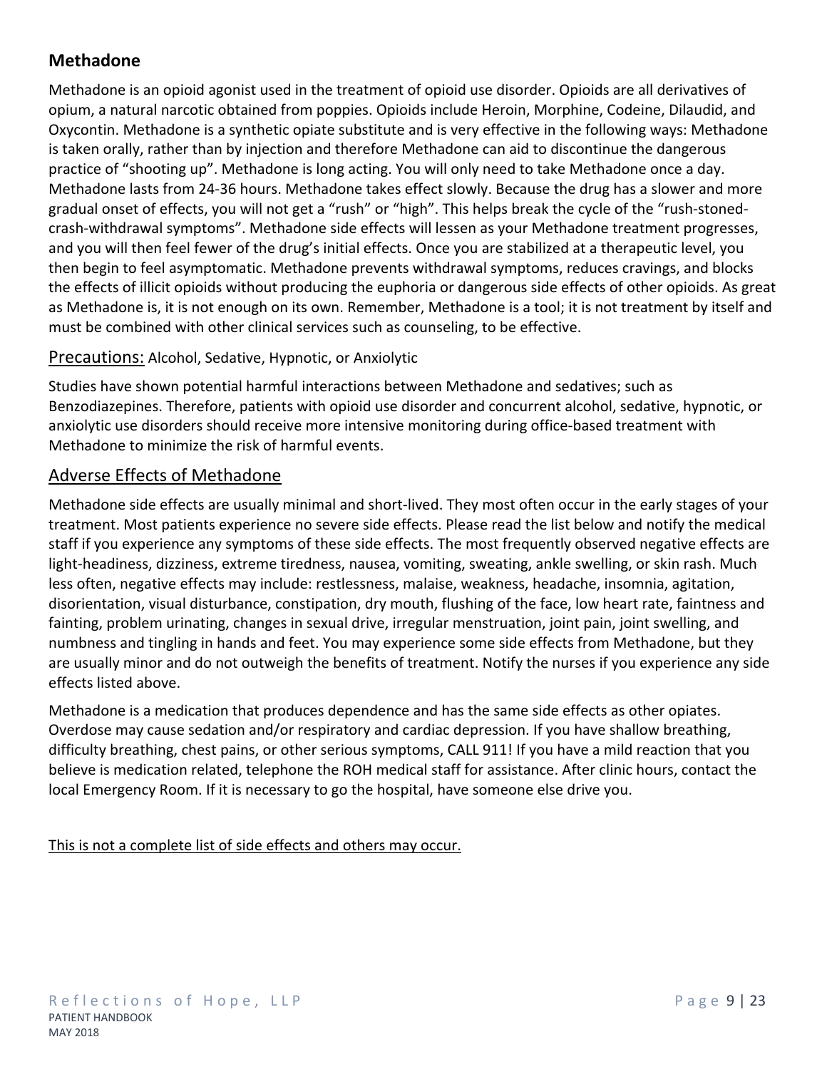## Methadone

Methadone is an opioid agonist used in the treatment of opioid use disorder. Opioids are all derivatives of opium, a natural narcotic obtained from poppies. Opioids include Heroin, Morphine, Codeine, Dilaudid, and Oxycontin. Methadone is a synthetic opiate substitute and is very effective in the following ways: Methadone is taken orally, rather than by injection and therefore Methadone can aid to discontinue the dangerous practice of "shooting up". Methadone is long acting. You will only need to take Methadone once a day. Methadone lasts from 24-36 hours. Methadone takes effect slowly. Because the drug has a slower and more gradual onset of effects, you will not get a "rush" or "high". This helps break the cycle of the "rush-stoned-crash-withdrawal symptoms". Methadone side effects will lessen as your Methadone treatment progresses, and you will then feel fewer of the drug's initial effects. Once you are stabilized at a therapeutic level, you then begin to feel asymptomatic. Methadone prevents withdrawal symptoms, reduces cravings, and blocks the effects of illicit opioids without producing the euphoria or dangerous side effects of other opioids. As great as Methadone is, it is not enough on its own. Remember, Methadone is a tool; it is not treatment by itself and must be combined with other clinical services such as counseling, to be effective.

<u>Precautions:</u> Alcohol, Sedative, Hypnotic, or Anxiolytic

Studies have shown potential harmful interactions between Methadone and sedatives; such as Benzodiazepines. Therefore, patients with opioid use disorder and concurrent alcohol, sedative, hypnotic, or anxiolytic use disorders should receive more intensive monitoring during office-based treatment with Methadone to minimize the risk of harmful events.

### <u>Adverse Effects of Methadone</u>

Methadone side effects are usually minimal and short-lived. They most often occur in the early stages of your treatment. Most patients experience no severe side effects. Please read the list below and notify the medical staff if you experience any symptoms of these side effects. The most frequently observed negative effects are light-headiness, dizziness, extreme tiredness, nausea, vomiting, sweating, ankle swelling, or skin rash. Much less often, negative effects may include: restlessness, malaise, weakness, headache, insomnia, agitation, disorientation, visual disturbance, constipation, dry mouth, flushing of the face, low heart rate, faintness and fainting, problem urinating, changes in sexual drive, irregular menstruation, joint pain, joint swelling, and numbness and tingling in hands and feet. You may experience some side effects from Methadone, but they are usually minor and do not outweigh the benefits of treatment. Notify the nurses if you experience any side effects listed above.

Methadone is a medication that produces dependence and has the same side effects as other opiates. Overdose may cause sedation and/or respiratory and cardiac depression. If you have shallow breathing, difficulty breathing, chest pains, or other serious symptoms, CALL 911! If you have a mild reaction that you believe is medication related, telephone the ROH medical staff for assistance. After clinic hours, contact the local Emergency Room. If it is necessary to go the hospital, have someone else drive you.

<u>This is not a complete list of side effects and others may occur.</u>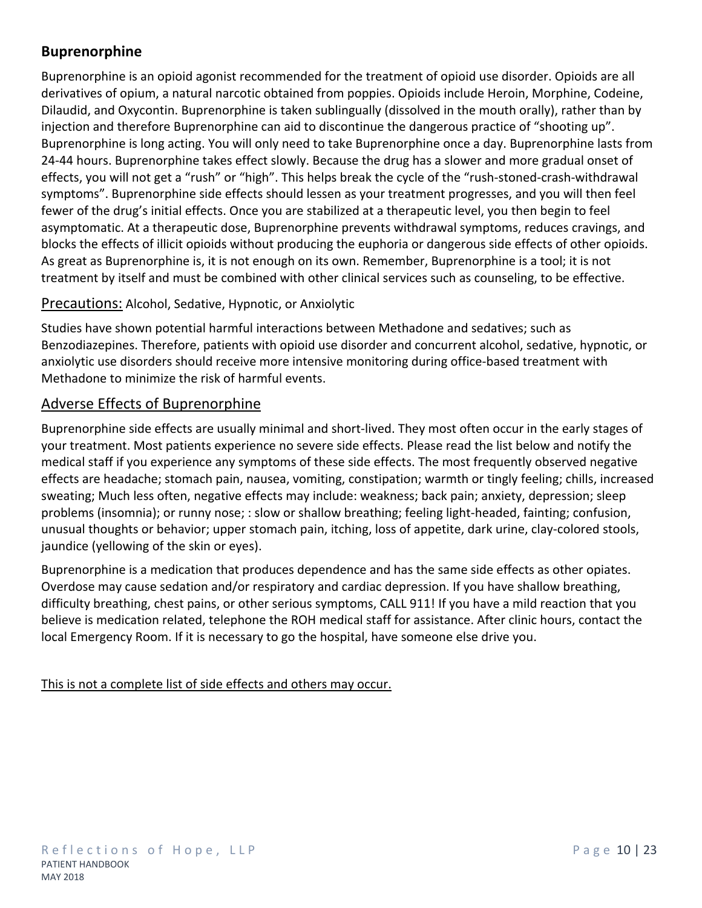## Buprenorphine

Buprenorphine is an opioid agonist recommended for the treatment of opioid use disorder. Opioids are all derivatives of opium, a natural narcotic obtained from poppies. Opioids include Heroin, Morphine, Codeine, Dilaudid, and Oxycontin. Buprenorphine is taken sublingually (dissolved in the mouth orally), rather than by injection and therefore Buprenorphine can aid to discontinue the dangerous practice of “shooting up”. Buprenorphine is long acting. You will only need to take Buprenorphine once a day. Buprenorphine lasts from 24-44 hours. Buprenorphine takes effect slowly. Because the drug has a slower and more gradual onset of effects, you will not get a “rush” or “high”. This helps break the cycle of the “rush-stoned-crash-withdrawal symptoms”. Buprenorphine side effects should lessen as your treatment progresses, and you will then feel fewer of the drug’s initial effects. Once you are stabilized at a therapeutic level, you then begin to feel asymptomatic. At a therapeutic dose, Buprenorphine prevents withdrawal symptoms, reduces cravings, and blocks the effects of illicit opioids without producing the euphoria or dangerous side effects of other opioids. As great as Buprenorphine is, it is not enough on its own. Remember, Buprenorphine is a tool; it is not treatment by itself and must be combined with other clinical services such as counseling, to be effective.

Precautions: Alcohol, Sedative, Hypnotic, or Anxiolytic

Studies have shown potential harmful interactions between Methadone and sedatives; such as Benzodiazepines. Therefore, patients with opioid use disorder and concurrent alcohol, sedative, hypnotic, or anxiolytic use disorders should receive more intensive monitoring during office-based treatment with Methadone to minimize the risk of harmful events.

### Adverse Effects of Buprenorphine

Buprenorphine side effects are usually minimal and short-lived. They most often occur in the early stages of your treatment. Most patients experience no severe side effects. Please read the list below and notify the medical staff if you experience any symptoms of these side effects. The most frequently observed negative effects are headache; stomach pain, nausea, vomiting, constipation; warmth or tingly feeling; chills, increased sweating; Much less often, negative effects may include: weakness; back pain; anxiety, depression; sleep problems (insomnia); or runny nose; : slow or shallow breathing; feeling light-headed, fainting; confusion, unusual thoughts or behavior; upper stomach pain, itching, loss of appetite, dark urine, clay-colored stools, jaundice (yellowing of the skin or eyes).

Buprenorphine is a medication that produces dependence and has the same side effects as other opiates. Overdose may cause sedation and/or respiratory and cardiac depression. If you have shallow breathing, difficulty breathing, chest pains, or other serious symptoms, CALL 911! If you have a mild reaction that you believe is medication related, telephone the ROH medical staff for assistance. After clinic hours, contact the local Emergency Room. If it is necessary to go the hospital, have someone else drive you.

This is not a complete list of side effects and others may occur.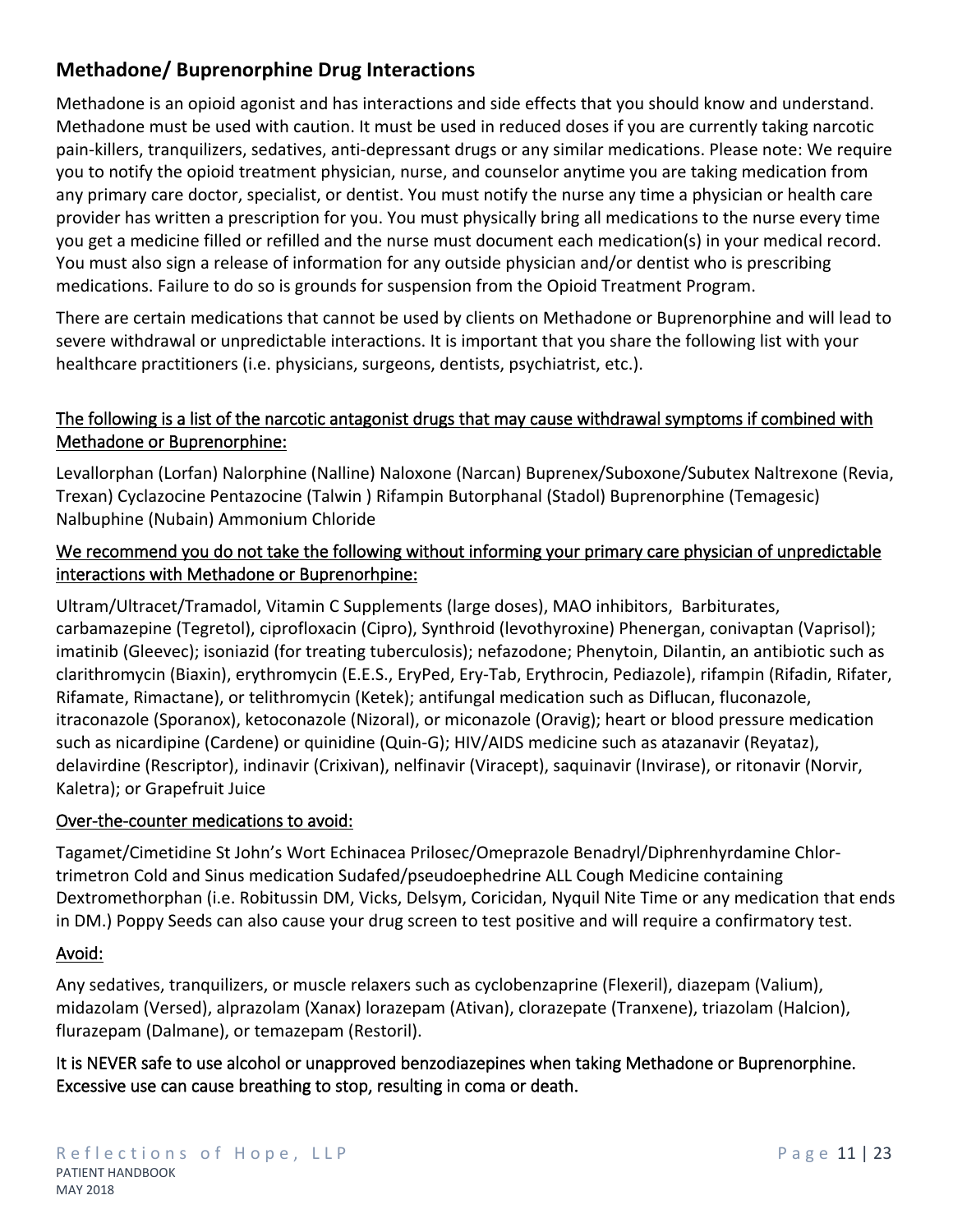## Methadone/ Buprenorphine Drug Interactions

Methadone is an opioid agonist and has interactions and side effects that you should know and understand. Methadone must be used with caution. It must be used in reduced doses if you are currently taking narcotic pain-killers, tranquilizers, sedatives, anti-depressant drugs or any similar medications. Please note: We require you to notify the opioid treatment physician, nurse, and counselor anytime you are taking medication from any primary care doctor, specialist, or dentist. You must notify the nurse any time a physician or health care provider has written a prescription for you. You must physically bring all medications to the nurse every time you get a medicine filled or refilled and the nurse must document each medication(s) in your medical record. You must also sign a release of information for any outside physician and/or dentist who is prescribing medications. Failure to do so is grounds for suspension from the Opioid Treatment Program.

There are certain medications that cannot be used by clients on Methadone or Buprenorphine and will lead to severe withdrawal or unpredictable interactions. It is important that you share the following list with your healthcare practitioners (i.e. physicians, surgeons, dentists, psychiatrist, etc.).

<u>The following is a list of the narcotic antagonist drugs that may cause withdrawal symptoms if combined with Methadone or Buprenorphine:</u>

Levallorphan (Lorfan) Nalorphine (Nalline) Naloxone (Narcan) Buprenex/Suboxone/Subutex Naltrexone (Revia, Trexan) Cyclazocine Pentazocine (Talwin ) Rifampin Butorphanal (Stadol) Buprenorphine (Temagesic) Nalbuphine (Nubain) Ammonium Chloride

<u>We recommend you do not take the following without informing your primary care physician of unpredictable interactions with Methadone or Buprenorhpine:</u>

Ultram/Ultracet/Tramadol, Vitamin C Supplements (large doses), MAO inhibitors, Barbiturates, carbamazepine (Tegretol), ciprofloxacin (Cipro), Synthroid (levothyroxine) Phenergan, conivaptan (Vaprisol); imatinib (Gleevec); isoniazid (for treating tuberculosis); nefazodone; Phenytoin, Dilantin, an antibiotic such as clarithromycin (Biaxin), erythromycin (E.E.S., EryPed, Ery-Tab, Erythrocin, Pediazole), rifampin (Rifadin, Rifater, Rifamate, Rimactane), or telithromycin (Ketek); antifungal medication such as Diflucan, fluconazole, itraconazole (Sporanox), ketoconazole (Nizoral), or miconazole (Oravig); heart or blood pressure medication such as nicardipine (Cardene) or quinidine (Quin-G); HIV/AIDS medicine such as atazanavir (Reyataz), delavirdine (Rescriptor), indinavir (Crixivan), nelfinavir (Viracept), saquinavir (Invirase), or ritonavir (Norvir, Kaletra); or Grapefruit Juice

<u>Over-the-counter medications to avoid:</u>

Tagamet/Cimetidine St John's Wort Echinacea Prilosec/Omeprazole Benadryl/Diphrenhyrdamine Chlor-trimetron Cold and Sinus medication Sudafed/pseudoephedrine ALL Cough Medicine containing Dextromethorphan (i.e. Robitussin DM, Vicks, Delsym, Coricidan, Nyquil Nite Time or any medication that ends in DM.) Poppy Seeds can also cause your drug screen to test positive and will require a confirmatory test.

<u>Avoid:</u>

Any sedatives, tranquilizers, or muscle relaxers such as cyclobenzaprine (Flexeril), diazepam (Valium), midazolam (Versed), alprazolam (Xanax) lorazepam (Ativan), clorazepate (Tranxene), triazolam (Halcion), flurazepam (Dalmane), or temazepam (Restoril).

It is NEVER safe to use alcohol or unapproved benzodiazepines when taking Methadone or Buprenorphine. Excessive use can cause breathing to stop, resulting in coma or death.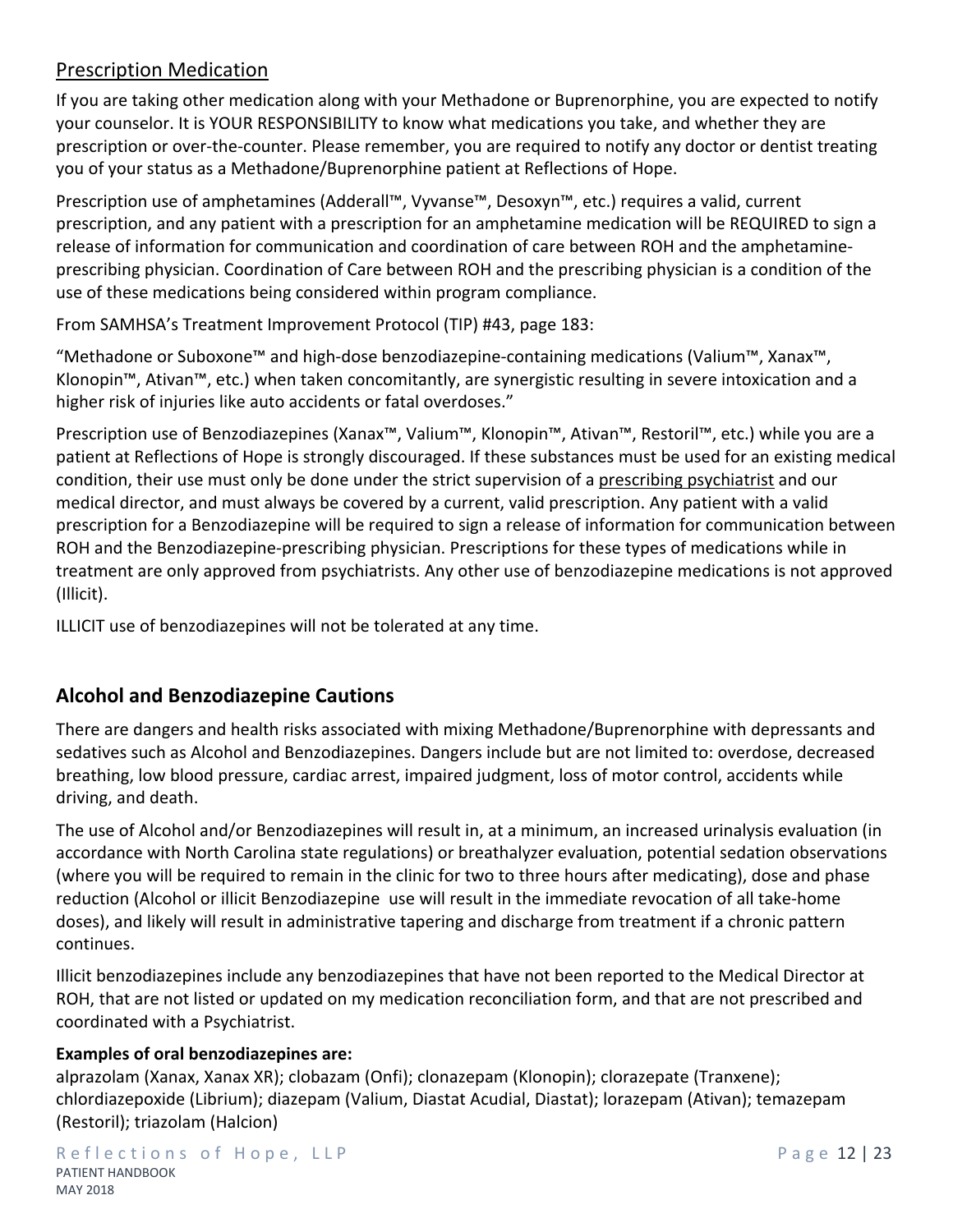## Prescription Medication

If you are taking other medication along with your Methadone or Buprenorphine, you are expected to notify your counselor. It is YOUR RESPONSIBILITY to know what medications you take, and whether they are prescription or over-the-counter. Please remember, you are required to notify any doctor or dentist treating you of your status as a Methadone/Buprenorphine patient at Reflections of Hope.

Prescription use of amphetamines (Adderall™, Vyvanse™, Desoxyn™, etc.) requires a valid, current prescription, and any patient with a prescription for an amphetamine medication will be REQUIRED to sign a release of information for communication and coordination of care between ROH and the amphetamine-prescribing physician. Coordination of Care between ROH and the prescribing physician is a condition of the use of these medications being considered within program compliance.

From SAMHSA's Treatment Improvement Protocol (TIP) #43, page 183:

"Methadone or Suboxone™ and high-dose benzodiazepine-containing medications (Valium™, Xanax™, Klonopin™, Ativan™, etc.) when taken concomitantly, are synergistic resulting in severe intoxication and a higher risk of injuries like auto accidents or fatal overdoses."

Prescription use of Benzodiazepines (Xanax™, Valium™, Klonopin™, Ativan™, Restoril™, etc.) while you are a patient at Reflections of Hope is strongly discouraged. If these substances must be used for an existing medical condition, their use must only be done under the strict supervision of a prescribing psychiatrist and our medical director, and must always be covered by a current, valid prescription. Any patient with a valid prescription for a Benzodiazepine will be required to sign a release of information for communication between ROH and the Benzodiazepine-prescribing physician. Prescriptions for these types of medications while in treatment are only approved from psychiatrists. Any other use of benzodiazepine medications is not approved (Illicit).

ILLICIT use of benzodiazepines will not be tolerated at any time.

## Alcohol and Benzodiazepine Cautions

There are dangers and health risks associated with mixing Methadone/Buprenorphine with depressants and sedatives such as Alcohol and Benzodiazepines. Dangers include but are not limited to: overdose, decreased breathing, low blood pressure, cardiac arrest, impaired judgment, loss of motor control, accidents while driving, and death.

The use of Alcohol and/or Benzodiazepines will result in, at a minimum, an increased urinalysis evaluation (in accordance with North Carolina state regulations) or breathalyzer evaluation, potential sedation observations (where you will be required to remain in the clinic for two to three hours after medicating), dose and phase reduction (Alcohol or illicit Benzodiazepine use will result in the immediate revocation of all take-home doses), and likely will result in administrative tapering and discharge from treatment if a chronic pattern continues.

Illicit benzodiazepines include any benzodiazepines that have not been reported to the Medical Director at ROH, that are not listed or updated on my medication reconciliation form, and that are not prescribed and coordinated with a Psychiatrist.

**Examples of oral benzodiazepines are:**
alprazolam (Xanax, Xanax XR); clobazam (Onfi); clonazepam (Klonopin); clorazepate (Tranxene); chlordiazepoxide (Librium); diazepam (Valium, Diastat Acudial, Diastat); lorazepam (Ativan); temazepam (Restoril); triazolam (Halcion)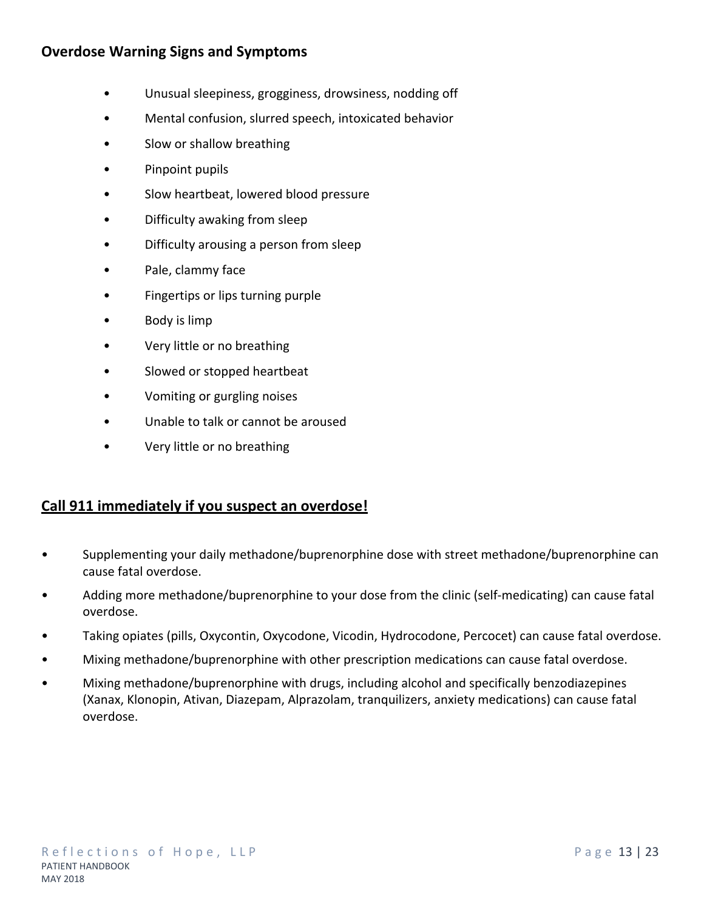## Overdose Warning Signs and Symptoms

- Unusual sleepiness, grogginess, drowsiness, nodding off
- Mental confusion, slurred speech, intoxicated behavior
- Slow or shallow breathing
- Pinpoint pupils
- Slow heartbeat, lowered blood pressure
- Difficulty awaking from sleep
- Difficulty arousing a person from sleep
- Pale, clammy face
- Fingertips or lips turning purple
- Body is limp
- Very little or no breathing
- Slowed or stopped heartbeat
- Vomiting or gurgling noises
- Unable to talk or cannot be aroused
- Very little or no breathing

## **Call 911 immediately if you suspect an overdose!**

- Supplementing your daily methadone/buprenorphine dose with street methadone/buprenorphine can cause fatal overdose.
- Adding more methadone/buprenorphine to your dose from the clinic (self-medicating) can cause fatal overdose.
- Taking opiates (pills, Oxycontin, Oxycodone, Vicodin, Hydrocodone, Percocet) can cause fatal overdose.
- Mixing methadone/buprenorphine with other prescription medications can cause fatal overdose.
- Mixing methadone/buprenorphine with drugs, including alcohol and specifically benzodiazepines (Xanax, Klonopin, Ativan, Diazepam, Alprazolam, tranquilizers, anxiety medications) can cause fatal overdose.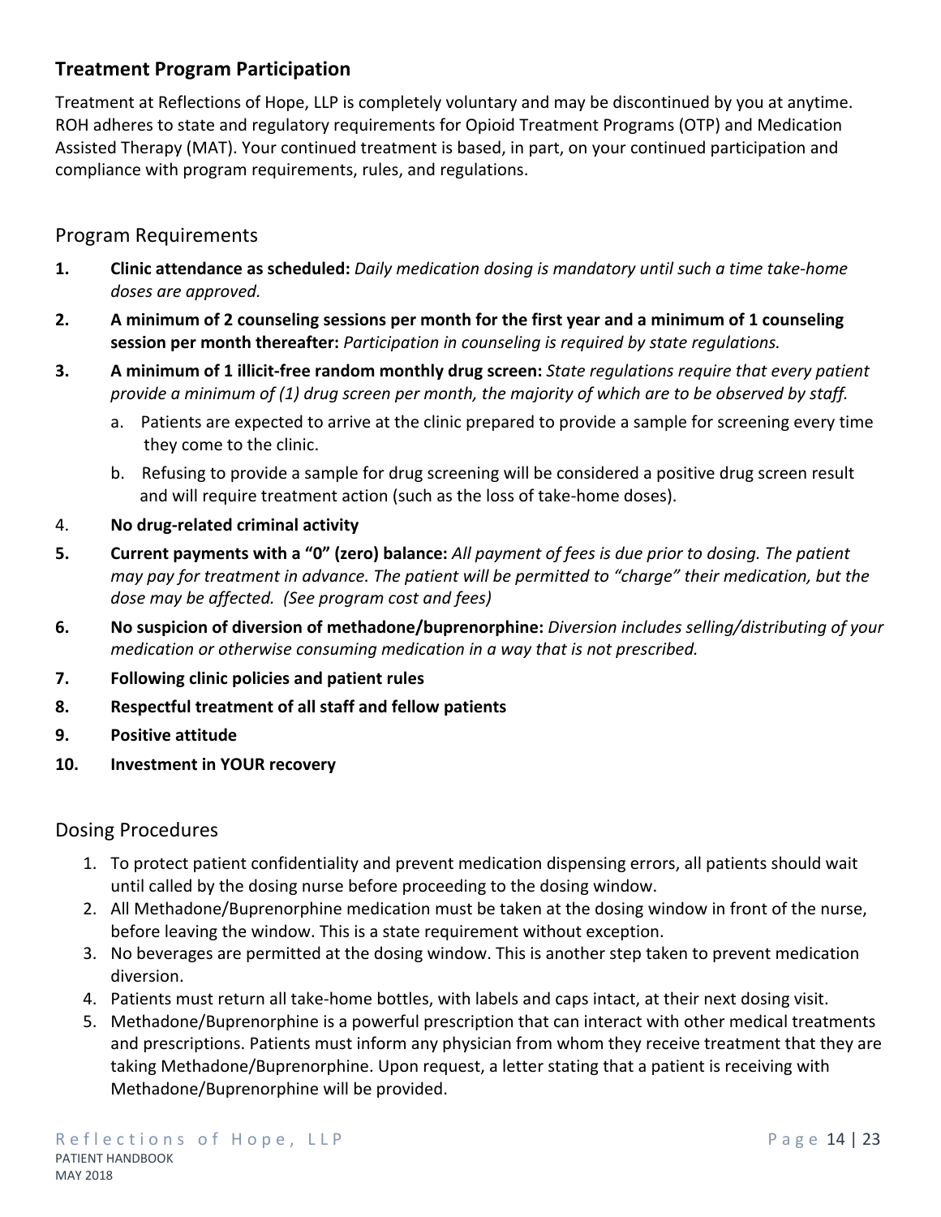## Treatment Program Participation

Treatment at Reflections of Hope, LLP is completely voluntary and may be discontinued by you at anytime. ROH adheres to state and regulatory requirements for Opioid Treatment Programs (OTP) and Medication Assisted Therapy (MAT). Your continued treatment is based, in part, on your continued participation and compliance with program requirements, rules, and regulations.

### Program Requirements

1. **Clinic attendance as scheduled:** *Daily medication dosing is mandatory until such a time take-home doses are approved.*
2. **A minimum of 2 counseling sessions per month for the first year and a minimum of 1 counseling session per month thereafter:** *Participation in counseling is required by state regulations.*
3. **A minimum of 1 illicit-free random monthly drug screen:** *State regulations require that every patient provide a minimum of (1) drug screen per month, the majority of which are to be observed by staff.*
   a. Patients are expected to arrive at the clinic prepared to provide a sample for screening every time they come to the clinic.
   b. Refusing to provide a sample for drug screening will be considered a positive drug screen result and will require treatment action (such as the loss of take-home doses).
4. **No drug-related criminal activity**
5. **Current payments with a "0" (zero) balance:** *All payment of fees is due prior to dosing. The patient may pay for treatment in advance. The patient will be permitted to "charge" their medication, but the dose may be affected. (See program cost and fees)*
6. **No suspicion of diversion of methadone/buprenorphine:** *Diversion includes selling/distributing of your medication or otherwise consuming medication in a way that is not prescribed.*
7. **Following clinic policies and patient rules**
8. **Respectful treatment of all staff and fellow patients**
9. **Positive attitude**
10. **Investment in YOUR recovery**

### Dosing Procedures

1. To protect patient confidentiality and prevent medication dispensing errors, all patients should wait until called by the dosing nurse before proceeding to the dosing window.
2. All Methadone/Buprenorphine medication must be taken at the dosing window in front of the nurse, before leaving the window. This is a state requirement without exception.
3. No beverages are permitted at the dosing window. This is another step taken to prevent medication diversion.
4. Patients must return all take-home bottles, with labels and caps intact, at their next dosing visit.
5. Methadone/Buprenorphine is a powerful prescription that can interact with other medical treatments and prescriptions. Patients must inform any physician from whom they receive treatment that they are taking Methadone/Buprenorphine. Upon request, a letter stating that a patient is receiving with Methadone/Buprenorphine will be provided.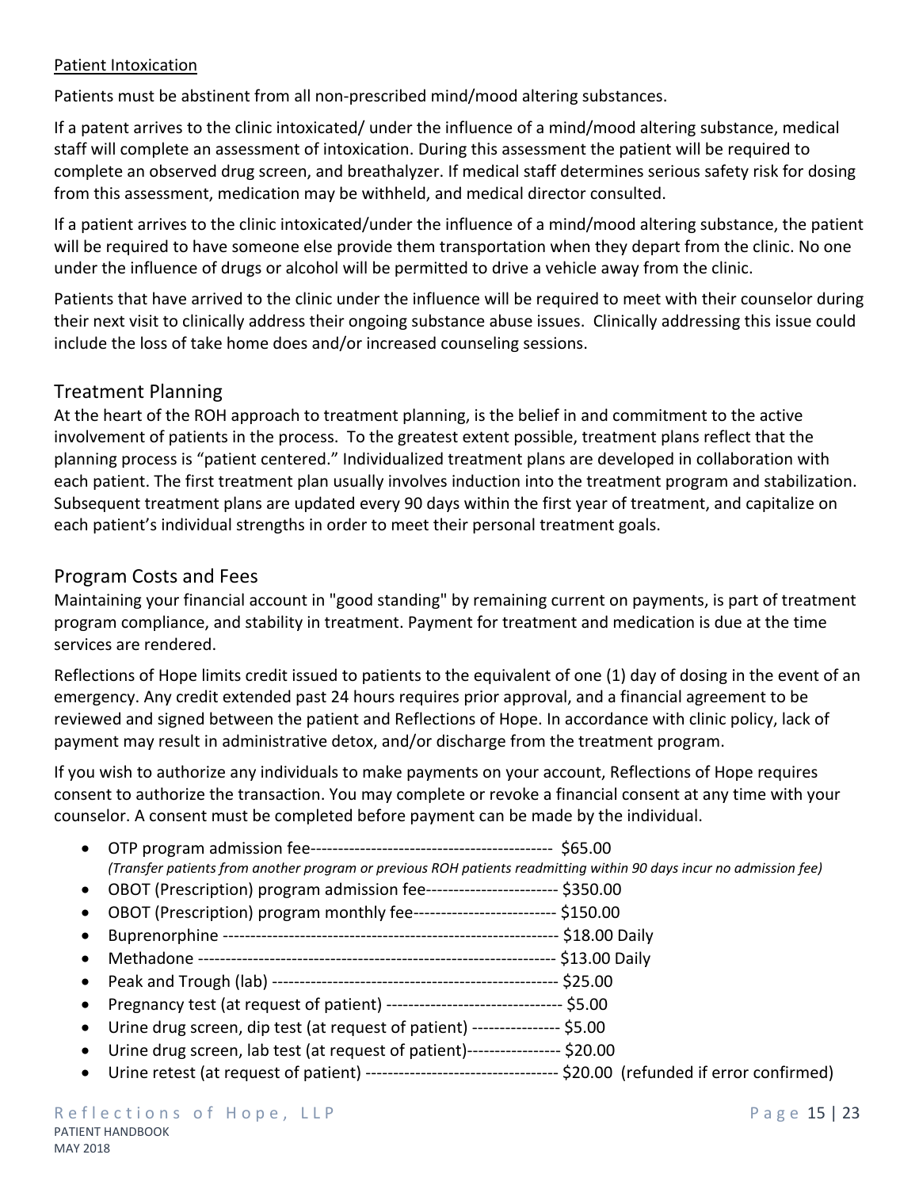Patient Intoxication

Patients must be abstinent from all non-prescribed mind/mood altering substances.

If a patent arrives to the clinic intoxicated/ under the influence of a mind/mood altering substance, medical staff will complete an assessment of intoxication. During this assessment the patient will be required to complete an observed drug screen, and breathalyzer. If medical staff determines serious safety risk for dosing from this assessment, medication may be withheld, and medical director consulted.

If a patient arrives to the clinic intoxicated/under the influence of a mind/mood altering substance, the patient will be required to have someone else provide them transportation when they depart from the clinic. No one under the influence of drugs or alcohol will be permitted to drive a vehicle away from the clinic.

Patients that have arrived to the clinic under the influence will be required to meet with their counselor during their next visit to clinically address their ongoing substance abuse issues. Clinically addressing this issue could include the loss of take home does and/or increased counseling sessions.

## Treatment Planning

At the heart of the ROH approach to treatment planning, is the belief in and commitment to the active involvement of patients in the process. To the greatest extent possible, treatment plans reflect that the planning process is "patient centered." Individualized treatment plans are developed in collaboration with each patient. The first treatment plan usually involves induction into the treatment program and stabilization. Subsequent treatment plans are updated every 90 days within the first year of treatment, and capitalize on each patient's individual strengths in order to meet their personal treatment goals.

## Program Costs and Fees

Maintaining your financial account in "good standing" by remaining current on payments, is part of treatment program compliance, and stability in treatment. Payment for treatment and medication is due at the time services are rendered.

Reflections of Hope limits credit issued to patients to the equivalent of one (1) day of dosing in the event of an emergency. Any credit extended past 24 hours requires prior approval, and a financial agreement to be reviewed and signed between the patient and Reflections of Hope. In accordance with clinic policy, lack of payment may result in administrative detox, and/or discharge from the treatment program.

If you wish to authorize any individuals to make payments on your account, Reflections of Hope requires consent to authorize the transaction. You may complete or revoke a financial consent at any time with your counselor. A consent must be completed before payment can be made by the individual.

- OTP program admission fee-------------------------------------------- $65.00
  *(Transfer patients from another program or previous ROH patients readmitting within 90 days incur no admission fee)*
- OBOT (Prescription) program admission fee------------------------ $350.00
- OBOT (Prescription) program monthly fee-------------------------- $150.00
- Buprenorphine ------------------------------------------------------------- $18.00 Daily
- Methadone ----------------------------------------------------------------- $13.00 Daily
- Peak and Trough (lab) ---------------------------------------------------- $25.00
- Pregnancy test (at request of patient) -------------------------------- $5.00
- Urine drug screen, dip test (at request of patient) ---------------- $5.00
- Urine drug screen, lab test (at request of patient)----------------- $20.00
- Urine retest (at request of patient) ----------------------------------- $20.00 (refunded if error confirmed)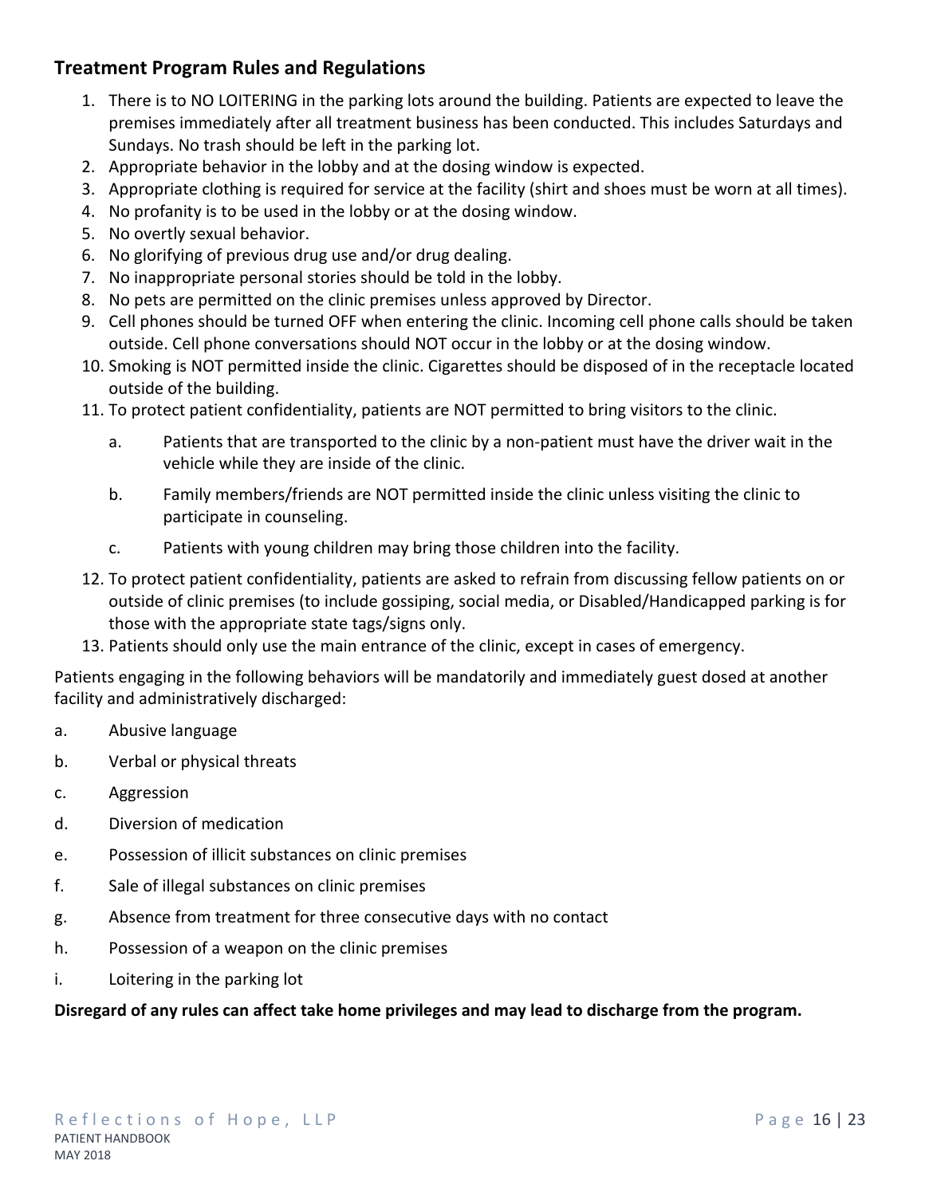## Treatment Program Rules and Regulations

1. There is to NO LOITERING in the parking lots around the building. Patients are expected to leave the premises immediately after all treatment business has been conducted. This includes Saturdays and Sundays. No trash should be left in the parking lot.
2. Appropriate behavior in the lobby and at the dosing window is expected.
3. Appropriate clothing is required for service at the facility (shirt and shoes must be worn at all times).
4. No profanity is to be used in the lobby or at the dosing window.
5. No overtly sexual behavior.
6. No glorifying of previous drug use and/or drug dealing.
7. No inappropriate personal stories should be told in the lobby.
8. No pets are permitted on the clinic premises unless approved by Director.
9. Cell phones should be turned OFF when entering the clinic. Incoming cell phone calls should be taken outside. Cell phone conversations should NOT occur in the lobby or at the dosing window.
10. Smoking is NOT permitted inside the clinic. Cigarettes should be disposed of in the receptacle located outside of the building.
11. To protect patient confidentiality, patients are NOT permitted to bring visitors to the clinic.
    a. Patients that are transported to the clinic by a non-patient must have the driver wait in the vehicle while they are inside of the clinic.
    b. Family members/friends are NOT permitted inside the clinic unless visiting the clinic to participate in counseling.
    c. Patients with young children may bring those children into the facility.
12. To protect patient confidentiality, patients are asked to refrain from discussing fellow patients on or outside of clinic premises (to include gossiping, social media, or Disabled/Handicapped parking is for those with the appropriate state tags/signs only.
13. Patients should only use the main entrance of the clinic, except in cases of emergency.

Patients engaging in the following behaviors will be mandatorily and immediately guest dosed at another facility and administratively discharged:

a. Abusive language
b. Verbal or physical threats
c. Aggression
d. Diversion of medication
e. Possession of illicit substances on clinic premises
f. Sale of illegal substances on clinic premises
g. Absence from treatment for three consecutive days with no contact
h. Possession of a weapon on the clinic premises
i. Loitering in the parking lot

**Disregard of any rules can affect take home privileges and may lead to discharge from the program.**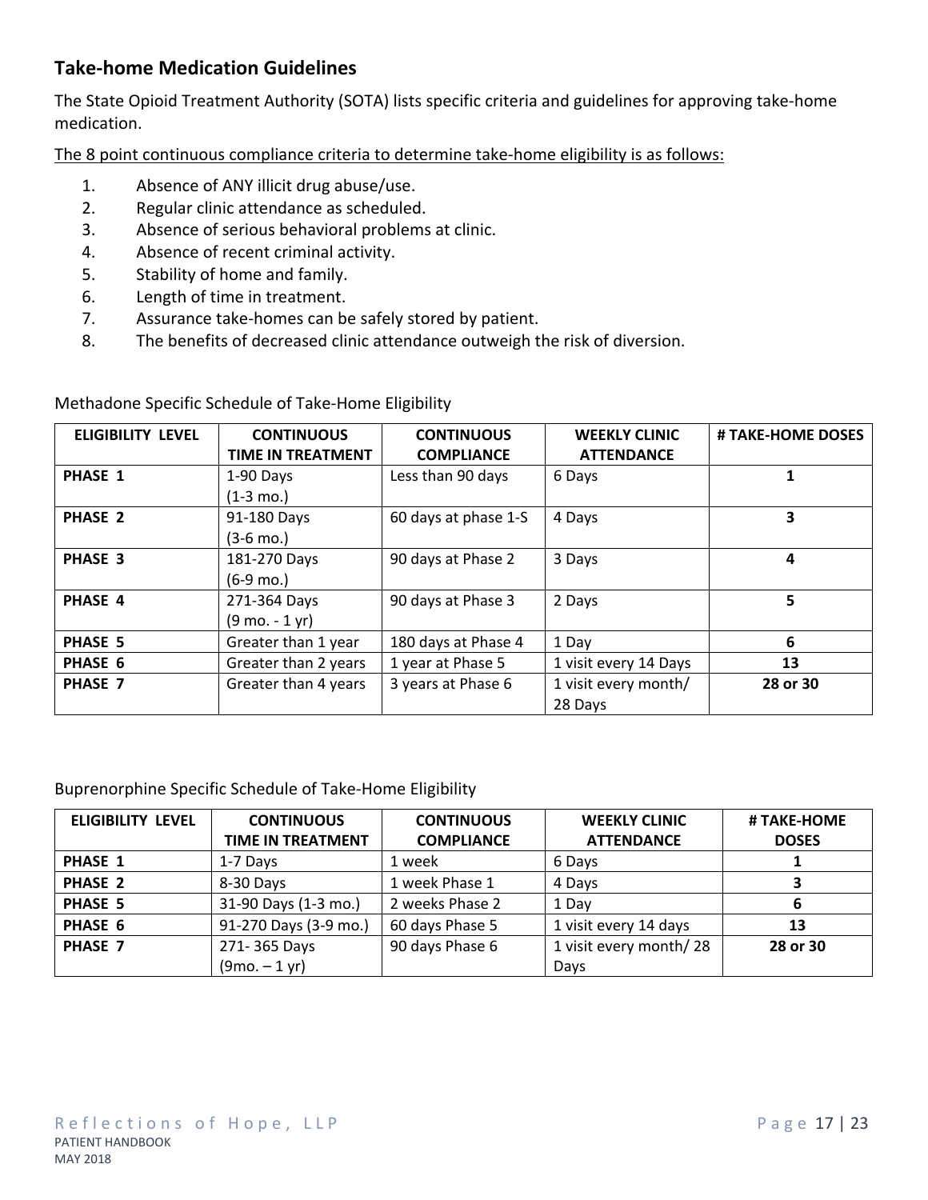## Take-home Medication Guidelines

The State Opioid Treatment Authority (SOTA) lists specific criteria and guidelines for approving take-home medication.

The 8 point continuous compliance criteria to determine take-home eligibility is as follows:

1. Absence of ANY illicit drug abuse/use.
2. Regular clinic attendance as scheduled.
3. Absence of serious behavioral problems at clinic.
4. Absence of recent criminal activity.
5. Stability of home and family.
6. Length of time in treatment.
7. Assurance take-homes can be safely stored by patient.
8. The benefits of decreased clinic attendance outweigh the risk of diversion.

Methadone Specific Schedule of Take-Home Eligibility

| ELIGIBILITY LEVEL | CONTINUOUS TIME IN TREATMENT | CONTINUOUS COMPLIANCE | WEEKLY CLINIC ATTENDANCE | # TAKE-HOME DOSES |
|---|---|---|---|---|
| **PHASE 1** | 1-90 Days (1-3 mo.) | Less than 90 days | 6 Days | **1** |
| **PHASE 2** | 91-180 Days (3-6 mo.) | 60 days at phase 1-S | 4 Days | **3** |
| **PHASE 3** | 181-270 Days (6-9 mo.) | 90 days at Phase 2 | 3 Days | **4** |
| **PHASE 4** | 271-364 Days (9 mo. - 1 yr) | 90 days at Phase 3 | 2 Days | **5** |
| **PHASE 5** | Greater than 1 year | 180 days at Phase 4 | 1 Day | **6** |
| **PHASE 6** | Greater than 2 years | 1 year at Phase 5 | 1 visit every 14 Days | **13** |
| **PHASE 7** | Greater than 4 years | 3 years at Phase 6 | 1 visit every month/ 28 Days | **28 or 30** |

Buprenorphine Specific Schedule of Take-Home Eligibility

| ELIGIBILITY LEVEL | CONTINUOUS TIME IN TREATMENT | CONTINUOUS COMPLIANCE | WEEKLY CLINIC ATTENDANCE | # TAKE-HOME DOSES |
|---|---|---|---|---|
| **PHASE 1** | 1-7 Days | 1 week | 6 Days | **1** |
| **PHASE 2** | 8-30 Days | 1 week Phase 1 | 4 Days | **3** |
| **PHASE 5** | 31-90 Days (1-3 mo.) | 2 weeks Phase 2 | 1 Day | **6** |
| **PHASE 6** | 91-270 Days (3-9 mo.) | 60 days Phase 5 | 1 visit every 14 days | **13** |
| **PHASE 7** | 271- 365 Days (9mo. – 1 yr) | 90 days Phase 6 | 1 visit every month/ 28 Days | **28 or 30** |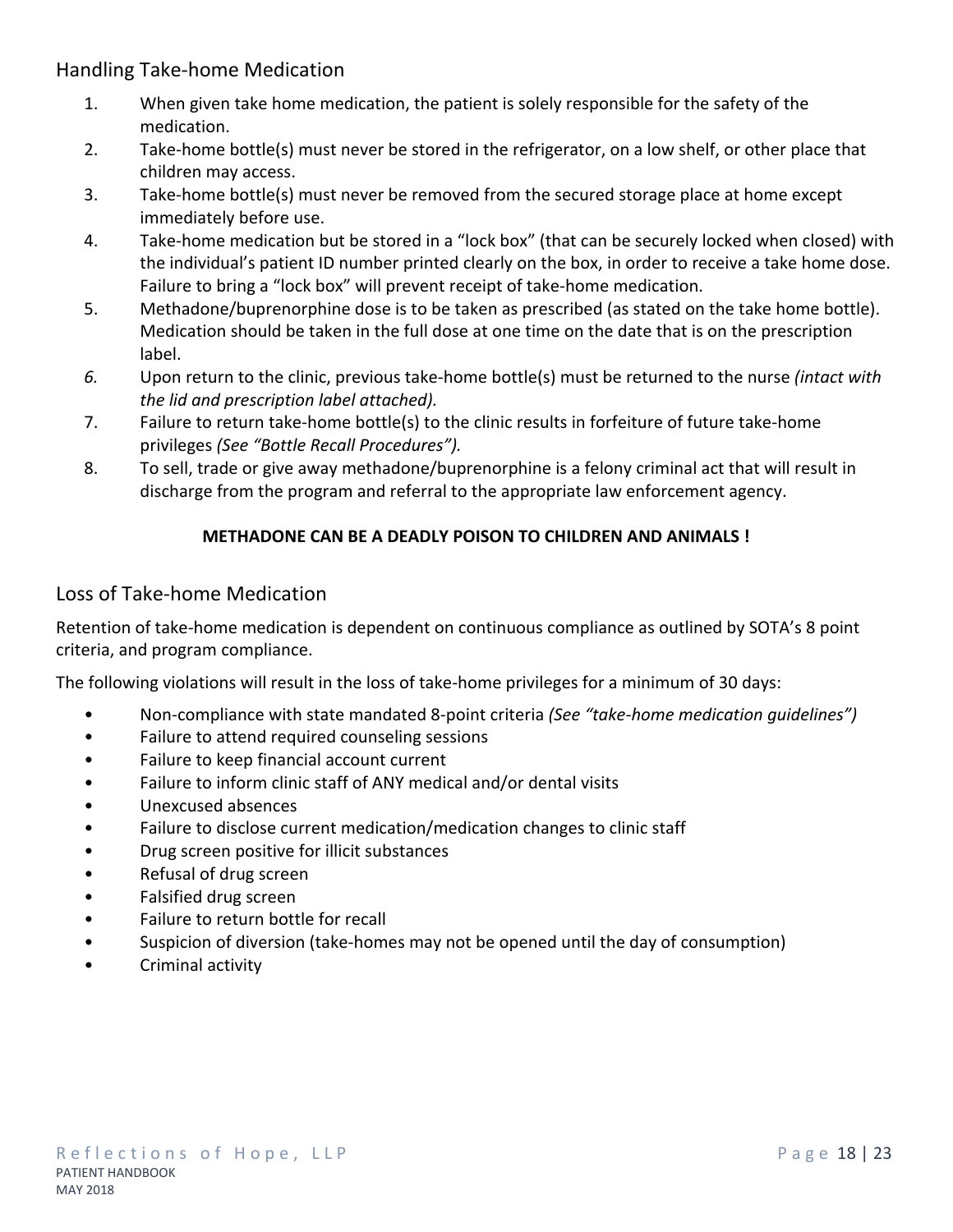## Handling Take-home Medication

1. When given take home medication, the patient is solely responsible for the safety of the medication.
2. Take-home bottle(s) must never be stored in the refrigerator, on a low shelf, or other place that children may access.
3. Take-home bottle(s) must never be removed from the secured storage place at home except immediately before use.
4. Take-home medication but be stored in a "lock box" (that can be securely locked when closed) with the individual's patient ID number printed clearly on the box, in order to receive a take home dose. Failure to bring a "lock box" will prevent receipt of take-home medication.
5. Methadone/buprenorphine dose is to be taken as prescribed (as stated on the take home bottle). Medication should be taken in the full dose at one time on the date that is on the prescription label.
6. Upon return to the clinic, previous take-home bottle(s) must be returned to the nurse *(intact with the lid and prescription label attached).*
7. Failure to return take-home bottle(s) to the clinic results in forfeiture of future take-home privileges *(See "Bottle Recall Procedures").*
8. To sell, trade or give away methadone/buprenorphine is a felony criminal act that will result in discharge from the program and referral to the appropriate law enforcement agency.

**METHADONE CAN BE A DEADLY POISON TO CHILDREN AND ANIMALS !**

## Loss of Take-home Medication

Retention of take-home medication is dependent on continuous compliance as outlined by SOTA's 8 point criteria, and program compliance.

The following violations will result in the loss of take-home privileges for a minimum of 30 days:

- Non-compliance with state mandated 8-point criteria *(See "take-home medication guidelines")*
- Failure to attend required counseling sessions
- Failure to keep financial account current
- Failure to inform clinic staff of ANY medical and/or dental visits
- Unexcused absences
- Failure to disclose current medication/medication changes to clinic staff
- Drug screen positive for illicit substances
- Refusal of drug screen
- Falsified drug screen
- Failure to return bottle for recall
- Suspicion of diversion (take-homes may not be opened until the day of consumption)
- Criminal activity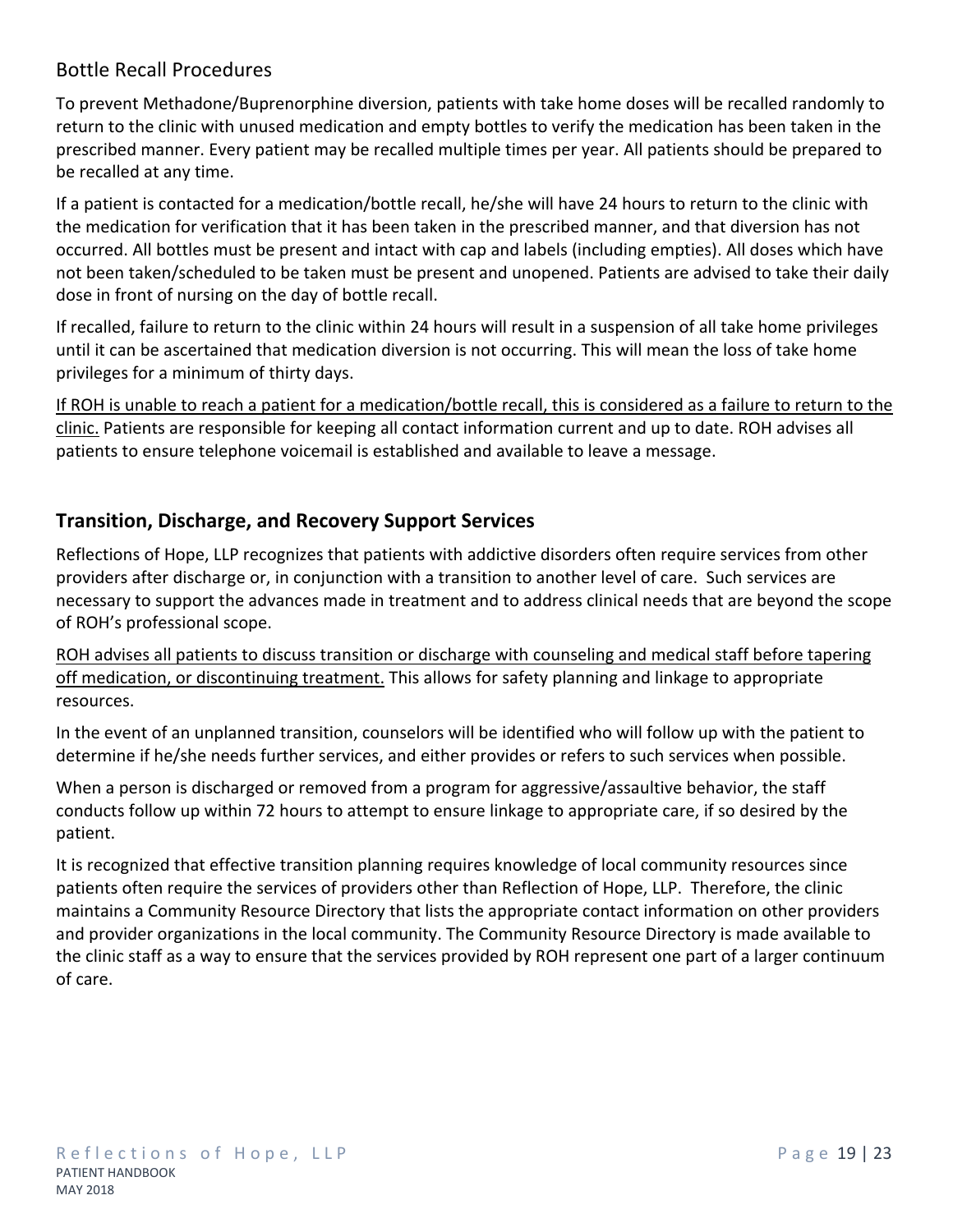## Bottle Recall Procedures

To prevent Methadone/Buprenorphine diversion, patients with take home doses will be recalled randomly to return to the clinic with unused medication and empty bottles to verify the medication has been taken in the prescribed manner. Every patient may be recalled multiple times per year. All patients should be prepared to be recalled at any time.

If a patient is contacted for a medication/bottle recall, he/she will have 24 hours to return to the clinic with the medication for verification that it has been taken in the prescribed manner, and that diversion has not occurred. All bottles must be present and intact with cap and labels (including empties). All doses which have not been taken/scheduled to be taken must be present and unopened. Patients are advised to take their daily dose in front of nursing on the day of bottle recall.

If recalled, failure to return to the clinic within 24 hours will result in a suspension of all take home privileges until it can be ascertained that medication diversion is not occurring. This will mean the loss of take home privileges for a minimum of thirty days.

<u>If ROH is unable to reach a patient for a medication/bottle recall, this is considered as a failure to return to the clinic.</u> Patients are responsible for keeping all contact information current and up to date. ROH advises all patients to ensure telephone voicemail is established and available to leave a message.

## Transition, Discharge, and Recovery Support Services

Reflections of Hope, LLP recognizes that patients with addictive disorders often require services from other providers after discharge or, in conjunction with a transition to another level of care. Such services are necessary to support the advances made in treatment and to address clinical needs that are beyond the scope of ROH's professional scope.

<u>ROH advises all patients to discuss transition or discharge with counseling and medical staff before tapering off medication, or discontinuing treatment.</u> This allows for safety planning and linkage to appropriate resources.

In the event of an unplanned transition, counselors will be identified who will follow up with the patient to determine if he/she needs further services, and either provides or refers to such services when possible.

When a person is discharged or removed from a program for aggressive/assaultive behavior, the staff conducts follow up within 72 hours to attempt to ensure linkage to appropriate care, if so desired by the patient.

It is recognized that effective transition planning requires knowledge of local community resources since patients often require the services of providers other than Reflection of Hope, LLP. Therefore, the clinic maintains a Community Resource Directory that lists the appropriate contact information on other providers and provider organizations in the local community. The Community Resource Directory is made available to the clinic staff as a way to ensure that the services provided by ROH represent one part of a larger continuum of care.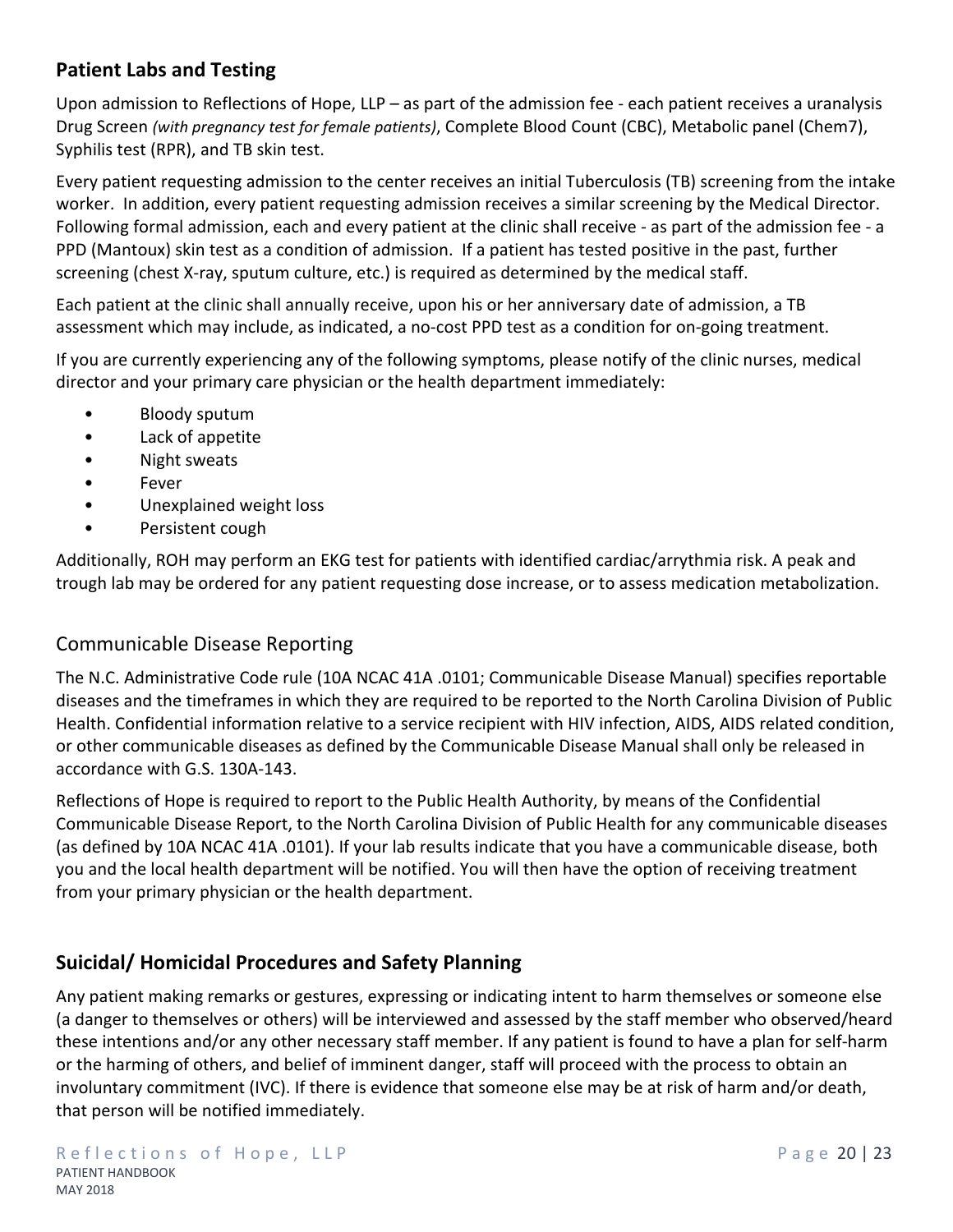## Patient Labs and Testing

Upon admission to Reflections of Hope, LLP – as part of the admission fee - each patient receives a uranalysis Drug Screen *(with pregnancy test for female patients)*, Complete Blood Count (CBC), Metabolic panel (Chem7), Syphilis test (RPR), and TB skin test.

Every patient requesting admission to the center receives an initial Tuberculosis (TB) screening from the intake worker. In addition, every patient requesting admission receives a similar screening by the Medical Director. Following formal admission, each and every patient at the clinic shall receive - as part of the admission fee - a PPD (Mantoux) skin test as a condition of admission. If a patient has tested positive in the past, further screening (chest X-ray, sputum culture, etc.) is required as determined by the medical staff.

Each patient at the clinic shall annually receive, upon his or her anniversary date of admission, a TB assessment which may include, as indicated, a no-cost PPD test as a condition for on-going treatment.

If you are currently experiencing any of the following symptoms, please notify of the clinic nurses, medical director and your primary care physician or the health department immediately:

- Bloody sputum
- Lack of appetite
- Night sweats
- Fever
- Unexplained weight loss
- Persistent cough

Additionally, ROH may perform an EKG test for patients with identified cardiac/arrythmia risk. A peak and trough lab may be ordered for any patient requesting dose increase, or to assess medication metabolization.

## Communicable Disease Reporting

The N.C. Administrative Code rule (10A NCAC 41A .0101; Communicable Disease Manual) specifies reportable diseases and the timeframes in which they are required to be reported to the North Carolina Division of Public Health. Confidential information relative to a service recipient with HIV infection, AIDS, AIDS related condition, or other communicable diseases as defined by the Communicable Disease Manual shall only be released in accordance with G.S. 130A-143.

Reflections of Hope is required to report to the Public Health Authority, by means of the Confidential Communicable Disease Report, to the North Carolina Division of Public Health for any communicable diseases (as defined by 10A NCAC 41A .0101). If your lab results indicate that you have a communicable disease, both you and the local health department will be notified. You will then have the option of receiving treatment from your primary physician or the health department.

## Suicidal/ Homicidal Procedures and Safety Planning

Any patient making remarks or gestures, expressing or indicating intent to harm themselves or someone else (a danger to themselves or others) will be interviewed and assessed by the staff member who observed/heard these intentions and/or any other necessary staff member. If any patient is found to have a plan for self-harm or the harming of others, and belief of imminent danger, staff will proceed with the process to obtain an involuntary commitment (IVC). If there is evidence that someone else may be at risk of harm and/or death, that person will be notified immediately.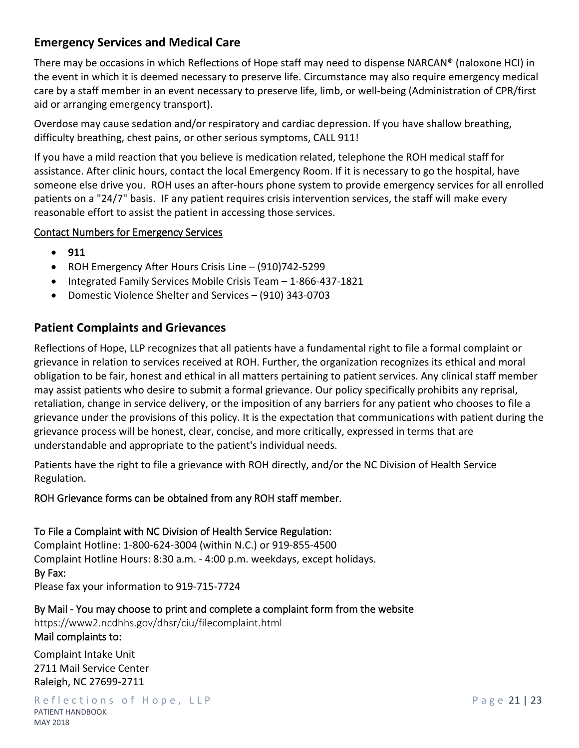## Emergency Services and Medical Care

There may be occasions in which Reflections of Hope staff may need to dispense NARCAN® (naloxone HCI) in the event in which it is deemed necessary to preserve life. Circumstance may also require emergency medical care by a staff member in an event necessary to preserve life, limb, or well-being (Administration of CPR/first aid or arranging emergency transport).

Overdose may cause sedation and/or respiratory and cardiac depression. If you have shallow breathing, difficulty breathing, chest pains, or other serious symptoms, CALL 911!

If you have a mild reaction that you believe is medication related, telephone the ROH medical staff for assistance. After clinic hours, contact the local Emergency Room. If it is necessary to go the hospital, have someone else drive you. ROH uses an after-hours phone system to provide emergency services for all enrolled patients on a "24/7" basis. IF any patient requires crisis intervention services, the staff will make every reasonable effort to assist the patient in accessing those services.

<u>Contact Numbers for Emergency Services</u>

- **911**
- ROH Emergency After Hours Crisis Line – (910)742-5299
- Integrated Family Services Mobile Crisis Team – 1-866-437-1821
- Domestic Violence Shelter and Services – (910) 343-0703

## Patient Complaints and Grievances

Reflections of Hope, LLP recognizes that all patients have a fundamental right to file a formal complaint or grievance in relation to services received at ROH. Further, the organization recognizes its ethical and moral obligation to be fair, honest and ethical in all matters pertaining to patient services. Any clinical staff member may assist patients who desire to submit a formal grievance. Our policy specifically prohibits any reprisal, retaliation, change in service delivery, or the imposition of any barriers for any patient who chooses to file a grievance under the provisions of this policy. It is the expectation that communications with patient during the grievance process will be honest, clear, concise, and more critically, expressed in terms that are understandable and appropriate to the patient's individual needs.

Patients have the right to file a grievance with ROH directly, and/or the NC Division of Health Service Regulation.

ROH Grievance forms can be obtained from any ROH staff member.

To File a Complaint with NC Division of Health Service Regulation:
Complaint Hotline: 1-800-624-3004 (within N.C.) or 919-855-4500
Complaint Hotline Hours: 8:30 a.m. - 4:00 p.m. weekdays, except holidays.
By Fax:
Please fax your information to 919-715-7724

By Mail - You may choose to print and complete a complaint form from the website
https://www2.ncdhhs.gov/dhsr/ciu/filecomplaint.html
Mail complaints to:

Complaint Intake Unit
2711 Mail Service Center
Raleigh, NC 27699-2711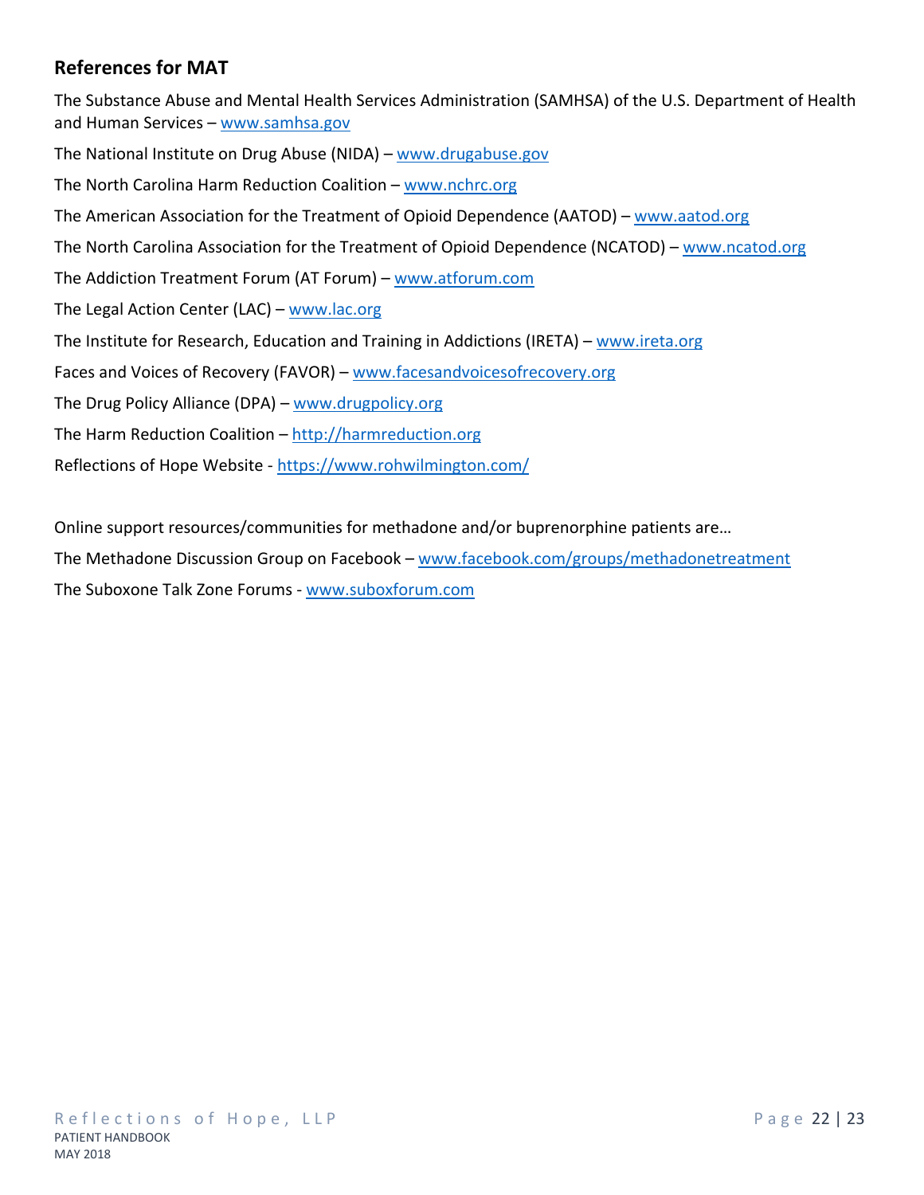## References for MAT

The Substance Abuse and Mental Health Services Administration (SAMHSA) of the U.S. Department of Health and Human Services – www.samhsa.gov

The National Institute on Drug Abuse (NIDA) – www.drugabuse.gov

The North Carolina Harm Reduction Coalition – www.nchrc.org

The American Association for the Treatment of Opioid Dependence (AATOD) – www.aatod.org

The North Carolina Association for the Treatment of Opioid Dependence (NCATOD) – www.ncatod.org

The Addiction Treatment Forum (AT Forum) – www.atforum.com

The Legal Action Center (LAC) – www.lac.org

The Institute for Research, Education and Training in Addictions (IRETA) – www.ireta.org

Faces and Voices of Recovery (FAVOR) – www.facesandvoicesofrecovery.org

The Drug Policy Alliance (DPA) – www.drugpolicy.org

The Harm Reduction Coalition – http://harmreduction.org

Reflections of Hope Website - https://www.rohwilmington.com/

Online support resources/communities for methadone and/or buprenorphine patients are…

The Methadone Discussion Group on Facebook – www.facebook.com/groups/methadonetreatment

The Suboxone Talk Zone Forums - www.suboxforum.com